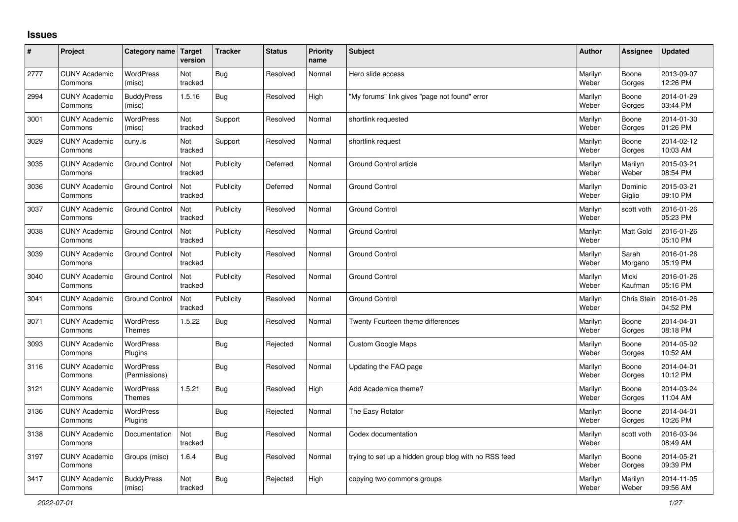## Issues

| # | Project | Category name | Target version | Tracker | Status | Priority name | Subject | Author | Assignee | Updated |
|---|---|---|---|---|---|---|---|---|---|---|
| 2777 | CUNY Academic Commons | WordPress (misc) | Not tracked | Bug | Resolved | Normal | Hero slide access | Marilyn Weber | Boone Gorges | 2013-09-07 12:26 PM |
| 2994 | CUNY Academic Commons | BuddyPress (misc) | 1.5.16 | Bug | Resolved | High | "My forums" link gives "page not found" error | Marilyn Weber | Boone Gorges | 2014-01-29 03:44 PM |
| 3001 | CUNY Academic Commons | WordPress (misc) | Not tracked | Support | Resolved | Normal | shortlink requested | Marilyn Weber | Boone Gorges | 2014-01-30 01:26 PM |
| 3029 | CUNY Academic Commons | cuny.is | Not tracked | Support | Resolved | Normal | shortlink request | Marilyn Weber | Boone Gorges | 2014-02-12 10:03 AM |
| 3035 | CUNY Academic Commons | Ground Control | Not tracked | Publicity | Deferred | Normal | Ground Control article | Marilyn Weber | Marilyn Weber | 2015-03-21 08:54 PM |
| 3036 | CUNY Academic Commons | Ground Control | Not tracked | Publicity | Deferred | Normal | Ground Control | Marilyn Weber | Dominic Giglio | 2015-03-21 09:10 PM |
| 3037 | CUNY Academic Commons | Ground Control | Not tracked | Publicity | Resolved | Normal | Ground Control | Marilyn Weber | scott voth | 2016-01-26 05:23 PM |
| 3038 | CUNY Academic Commons | Ground Control | Not tracked | Publicity | Resolved | Normal | Ground Control | Marilyn Weber | Matt Gold | 2016-01-26 05:10 PM |
| 3039 | CUNY Academic Commons | Ground Control | Not tracked | Publicity | Resolved | Normal | Ground Control | Marilyn Weber | Sarah Morgano | 2016-01-26 05:19 PM |
| 3040 | CUNY Academic Commons | Ground Control | Not tracked | Publicity | Resolved | Normal | Ground Control | Marilyn Weber | Micki Kaufman | 2016-01-26 05:16 PM |
| 3041 | CUNY Academic Commons | Ground Control | Not tracked | Publicity | Resolved | Normal | Ground Control | Marilyn Weber | Chris Stein | 2016-01-26 04:52 PM |
| 3071 | CUNY Academic Commons | WordPress Themes | 1.5.22 | Bug | Resolved | Normal | Twenty Fourteen theme differences | Marilyn Weber | Boone Gorges | 2014-04-01 08:18 PM |
| 3093 | CUNY Academic Commons | WordPress Plugins | | Bug | Rejected | Normal | Custom Google Maps | Marilyn Weber | Boone Gorges | 2014-05-02 10:52 AM |
| 3116 | CUNY Academic Commons | WordPress (Permissions) | | Bug | Resolved | Normal | Updating the FAQ page | Marilyn Weber | Boone Gorges | 2014-04-01 10:12 PM |
| 3121 | CUNY Academic Commons | WordPress Themes | 1.5.21 | Bug | Resolved | High | Add Academica theme? | Marilyn Weber | Boone Gorges | 2014-03-24 11:04 AM |
| 3136 | CUNY Academic Commons | WordPress Plugins | | Bug | Rejected | Normal | The Easy Rotator | Marilyn Weber | Boone Gorges | 2014-04-01 10:26 PM |
| 3138 | CUNY Academic Commons | Documentation | Not tracked | Bug | Resolved | Normal | Codex documentation | Marilyn Weber | scott voth | 2016-03-04 08:49 AM |
| 3197 | CUNY Academic Commons | Groups (misc) | 1.6.4 | Bug | Resolved | Normal | trying to set up a hidden group blog with no RSS feed | Marilyn Weber | Boone Gorges | 2014-05-21 09:39 PM |
| 3417 | CUNY Academic Commons | BuddyPress (misc) | Not tracked | Bug | Rejected | High | copying two commons groups | Marilyn Weber | Marilyn Weber | 2014-11-05 09:56 AM |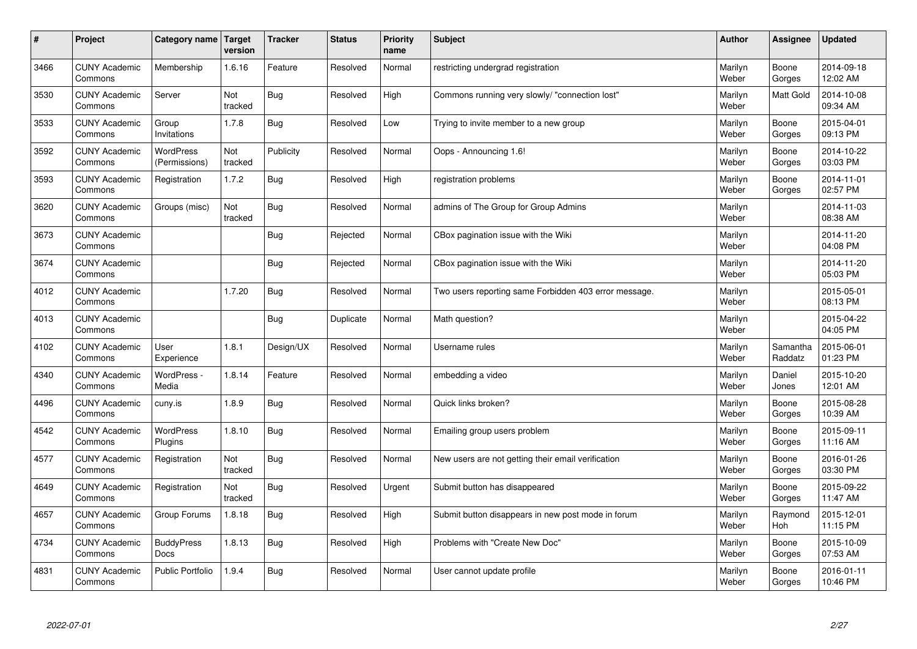| # | Project | Category name | Target version | Tracker | Status | Priority name | Subject | Author | Assignee | Updated |
|---|---|---|---|---|---|---|---|---|---|---|
| 3466 | CUNY Academic Commons | Membership | 1.6.16 | Feature | Resolved | Normal | restricting undergrad registration | Marilyn Weber | Boone Gorges | 2014-09-18 12:02 AM |
| 3530 | CUNY Academic Commons | Server | Not tracked | Bug | Resolved | High | Commons running very slowly/ "connection lost" | Marilyn Weber | Matt Gold | 2014-10-08 09:34 AM |
| 3533 | CUNY Academic Commons | Group Invitations | 1.7.8 | Bug | Resolved | Low | Trying to invite member to a new group | Marilyn Weber | Boone Gorges | 2015-04-01 09:13 PM |
| 3592 | CUNY Academic Commons | WordPress (Permissions) | Not tracked | Publicity | Resolved | Normal | Oops - Announcing 1.6! | Marilyn Weber | Boone Gorges | 2014-10-22 03:03 PM |
| 3593 | CUNY Academic Commons | Registration | 1.7.2 | Bug | Resolved | High | registration problems | Marilyn Weber | Boone Gorges | 2014-11-01 02:57 PM |
| 3620 | CUNY Academic Commons | Groups (misc) | Not tracked | Bug | Resolved | Normal | admins of The Group for Group Admins | Marilyn Weber | | 2014-11-03 08:38 AM |
| 3673 | CUNY Academic Commons | | | Bug | Rejected | Normal | CBox pagination issue with the Wiki | Marilyn Weber | | 2014-11-20 04:08 PM |
| 3674 | CUNY Academic Commons | | | Bug | Rejected | Normal | CBox pagination issue with the Wiki | Marilyn Weber | | 2014-11-20 05:03 PM |
| 4012 | CUNY Academic Commons | | 1.7.20 | Bug | Resolved | Normal | Two users reporting same Forbidden 403 error message. | Marilyn Weber | | 2015-05-01 08:13 PM |
| 4013 | CUNY Academic Commons | | | Bug | Duplicate | Normal | Math question? | Marilyn Weber | | 2015-04-22 04:05 PM |
| 4102 | CUNY Academic Commons | User Experience | 1.8.1 | Design/UX | Resolved | Normal | Username rules | Marilyn Weber | Samantha Raddatz | 2015-06-01 01:23 PM |
| 4340 | CUNY Academic Commons | WordPress - Media | 1.8.14 | Feature | Resolved | Normal | embedding a video | Marilyn Weber | Daniel Jones | 2015-10-20 12:01 AM |
| 4496 | CUNY Academic Commons | cuny.is | 1.8.9 | Bug | Resolved | Normal | Quick links broken? | Marilyn Weber | Boone Gorges | 2015-08-28 10:39 AM |
| 4542 | CUNY Academic Commons | WordPress Plugins | 1.8.10 | Bug | Resolved | Normal | Emailing group users problem | Marilyn Weber | Boone Gorges | 2015-09-11 11:16 AM |
| 4577 | CUNY Academic Commons | Registration | Not tracked | Bug | Resolved | Normal | New users are not getting their email verification | Marilyn Weber | Boone Gorges | 2016-01-26 03:30 PM |
| 4649 | CUNY Academic Commons | Registration | Not tracked | Bug | Resolved | Urgent | Submit button has disappeared | Marilyn Weber | Boone Gorges | 2015-09-22 11:47 AM |
| 4657 | CUNY Academic Commons | Group Forums | 1.8.18 | Bug | Resolved | High | Submit button disappears in new post mode in forum | Marilyn Weber | Raymond Hoh | 2015-12-01 11:15 PM |
| 4734 | CUNY Academic Commons | BuddyPress Docs | 1.8.13 | Bug | Resolved | High | Problems with "Create New Doc" | Marilyn Weber | Boone Gorges | 2015-10-09 07:53 AM |
| 4831 | CUNY Academic Commons | Public Portfolio | 1.9.4 | Bug | Resolved | Normal | User cannot update profile | Marilyn Weber | Boone Gorges | 2016-01-11 10:46 PM |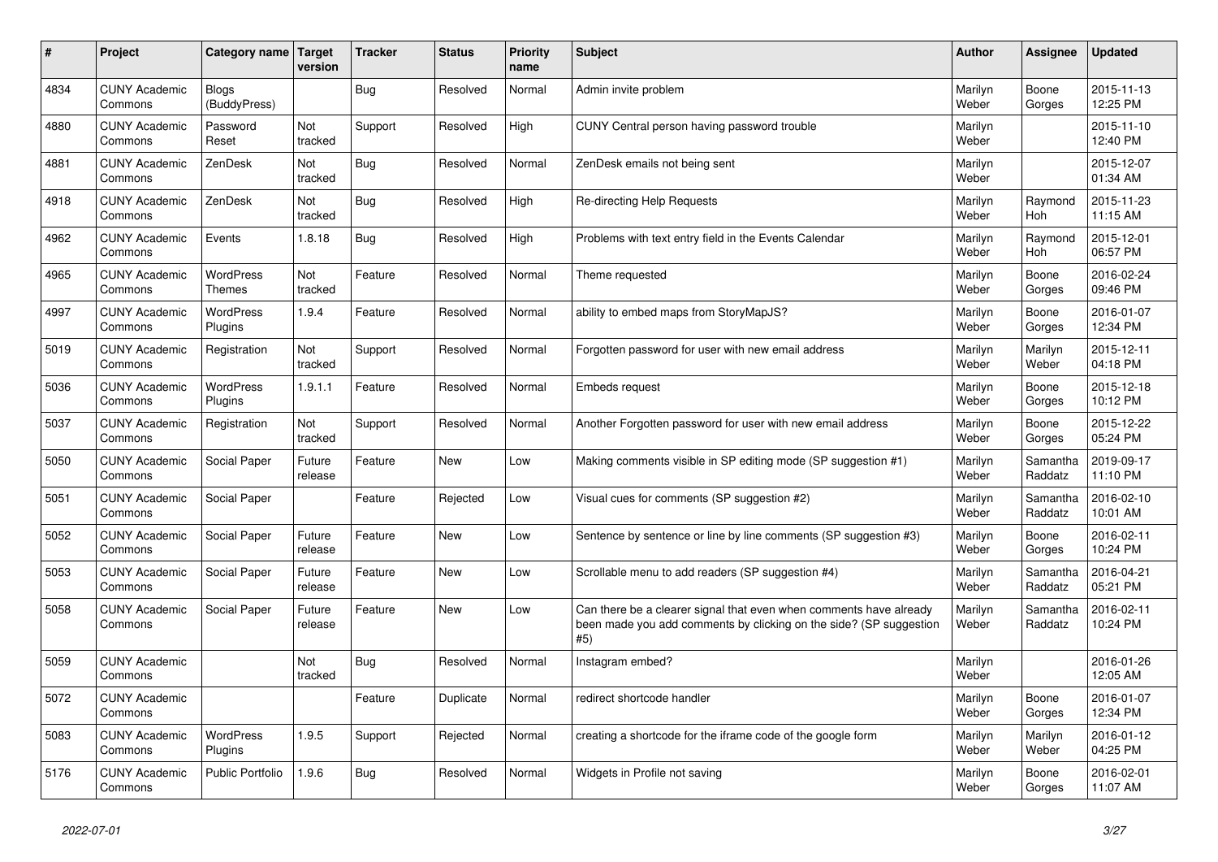| # | Project | Category name | Target version | Tracker | Status | Priority name | Subject | Author | Assignee | Updated |
|---|---|---|---|---|---|---|---|---|---|---|
| 4834 | CUNY Academic Commons | Blogs (BuddyPress) | | Bug | Resolved | Normal | Admin invite problem | Marilyn Weber | Boone Gorges | 2015-11-13 12:25 PM |
| 4880 | CUNY Academic Commons | Password Reset | Not tracked | Support | Resolved | High | CUNY Central person having password trouble | Marilyn Weber | | 2015-11-10 12:40 PM |
| 4881 | CUNY Academic Commons | ZenDesk | Not tracked | Bug | Resolved | Normal | ZenDesk emails not being sent | Marilyn Weber | | 2015-12-07 01:34 AM |
| 4918 | CUNY Academic Commons | ZenDesk | Not tracked | Bug | Resolved | High | Re-directing Help Requests | Marilyn Weber | Raymond Hoh | 2015-11-23 11:15 AM |
| 4962 | CUNY Academic Commons | Events | 1.8.18 | Bug | Resolved | High | Problems with text entry field in the Events Calendar | Marilyn Weber | Raymond Hoh | 2015-12-01 06:57 PM |
| 4965 | CUNY Academic Commons | WordPress Themes | Not tracked | Feature | Resolved | Normal | Theme requested | Marilyn Weber | Boone Gorges | 2016-02-24 09:46 PM |
| 4997 | CUNY Academic Commons | WordPress Plugins | 1.9.4 | Feature | Resolved | Normal | ability to embed maps from StoryMapJS? | Marilyn Weber | Boone Gorges | 2016-01-07 12:34 PM |
| 5019 | CUNY Academic Commons | Registration | Not tracked | Support | Resolved | Normal | Forgotten password for user with new email address | Marilyn Weber | Marilyn Weber | 2015-12-11 04:18 PM |
| 5036 | CUNY Academic Commons | WordPress Plugins | 1.9.1.1 | Feature | Resolved | Normal | Embeds request | Marilyn Weber | Boone Gorges | 2015-12-18 10:12 PM |
| 5037 | CUNY Academic Commons | Registration | Not tracked | Support | Resolved | Normal | Another Forgotten password for user with new email address | Marilyn Weber | Boone Gorges | 2015-12-22 05:24 PM |
| 5050 | CUNY Academic Commons | Social Paper | Future release | Feature | New | Low | Making comments visible in SP editing mode (SP suggestion #1) | Marilyn Weber | Samantha Raddatz | 2019-09-17 11:10 PM |
| 5051 | CUNY Academic Commons | Social Paper | | Feature | Rejected | Low | Visual cues for comments (SP suggestion #2) | Marilyn Weber | Samantha Raddatz | 2016-02-10 10:01 AM |
| 5052 | CUNY Academic Commons | Social Paper | Future release | Feature | New | Low | Sentence by sentence or line by line comments (SP suggestion #3) | Marilyn Weber | Boone Gorges | 2016-02-11 10:24 PM |
| 5053 | CUNY Academic Commons | Social Paper | Future release | Feature | New | Low | Scrollable menu to add readers (SP suggestion #4) | Marilyn Weber | Samantha Raddatz | 2016-04-21 05:21 PM |
| 5058 | CUNY Academic Commons | Social Paper | Future release | Feature | New | Low | Can there be a clearer signal that even when comments have already been made you add comments by clicking on the side? (SP suggestion #5) | Marilyn Weber | Samantha Raddatz | 2016-02-11 10:24 PM |
| 5059 | CUNY Academic Commons | | Not tracked | Bug | Resolved | Normal | Instagram embed? | Marilyn Weber | | 2016-01-26 12:05 AM |
| 5072 | CUNY Academic Commons | | | Feature | Duplicate | Normal | redirect shortcode handler | Marilyn Weber | Boone Gorges | 2016-01-07 12:34 PM |
| 5083 | CUNY Academic Commons | WordPress Plugins | 1.9.5 | Support | Rejected | Normal | creating a shortcode for the iframe code of the google form | Marilyn Weber | Marilyn Weber | 2016-01-12 04:25 PM |
| 5176 | CUNY Academic Commons | Public Portfolio | 1.9.6 | Bug | Resolved | Normal | Widgets in Profile not saving | Marilyn Weber | Boone Gorges | 2016-02-01 11:07 AM |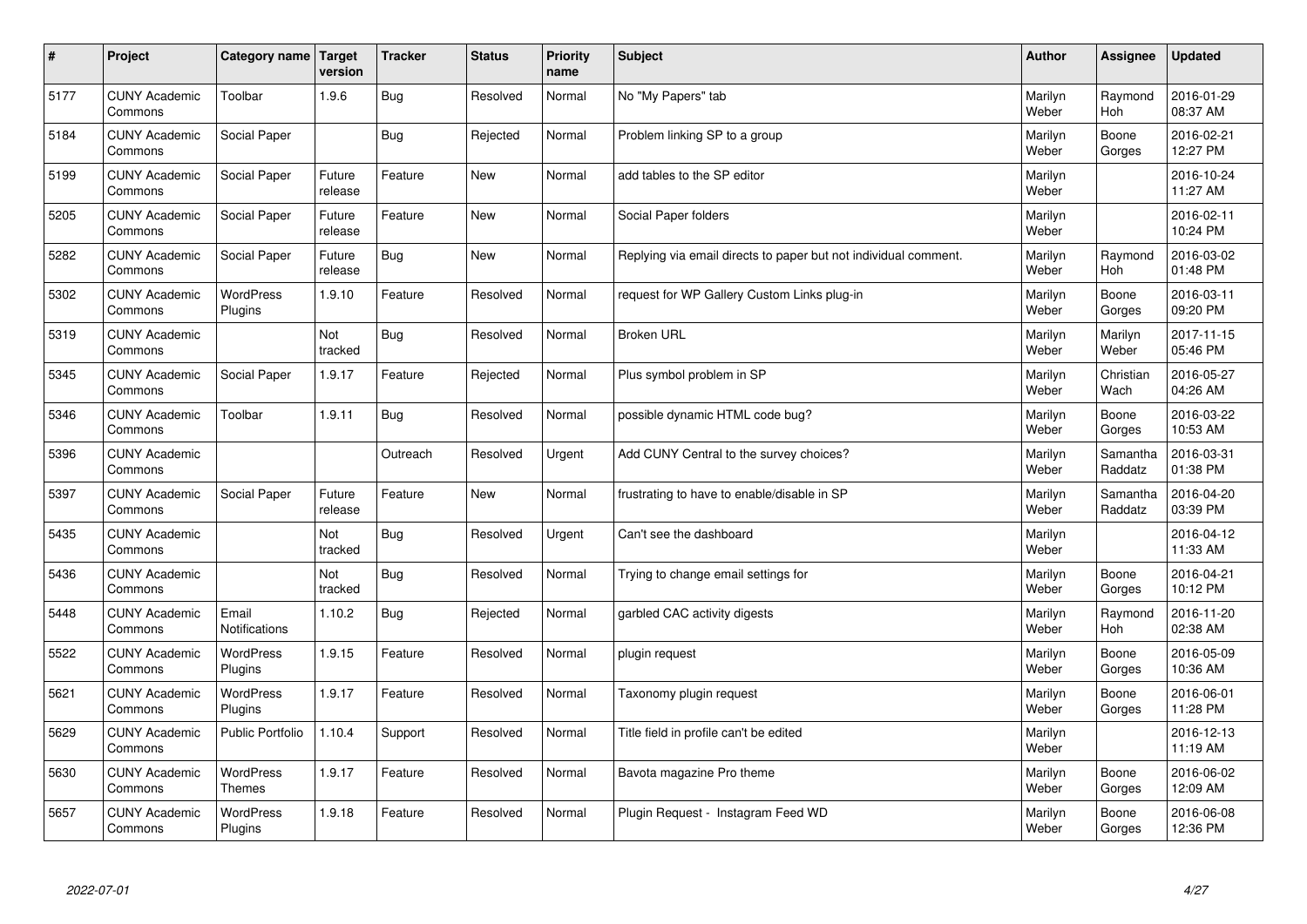| # | Project | Category name | Target version | Tracker | Status | Priority name | Subject | Author | Assignee | Updated |
|---|---|---|---|---|---|---|---|---|---|---|
| 5177 | CUNY Academic Commons | Toolbar | 1.9.6 | Bug | Resolved | Normal | No "My Papers" tab | Marilyn Weber | Raymond Hoh | 2016-01-29 08:37 AM |
| 5184 | CUNY Academic Commons | Social Paper | | Bug | Rejected | Normal | Problem linking SP to a group | Marilyn Weber | Boone Gorges | 2016-02-21 12:27 PM |
| 5199 | CUNY Academic Commons | Social Paper | Future release | Feature | New | Normal | add tables to the SP editor | Marilyn Weber | | 2016-10-24 11:27 AM |
| 5205 | CUNY Academic Commons | Social Paper | Future release | Feature | New | Normal | Social Paper folders | Marilyn Weber | | 2016-02-11 10:24 PM |
| 5282 | CUNY Academic Commons | Social Paper | Future release | Bug | New | Normal | Replying via email directs to paper but not individual comment. | Marilyn Weber | Raymond Hoh | 2016-03-02 01:48 PM |
| 5302 | CUNY Academic Commons | WordPress Plugins | 1.9.10 | Feature | Resolved | Normal | request for WP Gallery Custom Links plug-in | Marilyn Weber | Boone Gorges | 2016-03-11 09:20 PM |
| 5319 | CUNY Academic Commons | | Not tracked | Bug | Resolved | Normal | Broken URL | Marilyn Weber | Marilyn Weber | 2017-11-15 05:46 PM |
| 5345 | CUNY Academic Commons | Social Paper | 1.9.17 | Feature | Rejected | Normal | Plus symbol problem in SP | Marilyn Weber | Christian Wach | 2016-05-27 04:26 AM |
| 5346 | CUNY Academic Commons | Toolbar | 1.9.11 | Bug | Resolved | Normal | possible dynamic HTML code bug? | Marilyn Weber | Boone Gorges | 2016-03-22 10:53 AM |
| 5396 | CUNY Academic Commons | | | Outreach | Resolved | Urgent | Add CUNY Central to the survey choices? | Marilyn Weber | Samantha Raddatz | 2016-03-31 01:38 PM |
| 5397 | CUNY Academic Commons | Social Paper | Future release | Feature | New | Normal | frustrating to have to enable/disable in SP | Marilyn Weber | Samantha Raddatz | 2016-04-20 03:39 PM |
| 5435 | CUNY Academic Commons | | Not tracked | Bug | Resolved | Urgent | Can't see the dashboard | Marilyn Weber | | 2016-04-12 11:33 AM |
| 5436 | CUNY Academic Commons | | Not tracked | Bug | Resolved | Normal | Trying to change email settings for | Marilyn Weber | Boone Gorges | 2016-04-21 10:12 PM |
| 5448 | CUNY Academic Commons | Email Notifications | 1.10.2 | Bug | Rejected | Normal | garbled CAC activity digests | Marilyn Weber | Raymond Hoh | 2016-11-20 02:38 AM |
| 5522 | CUNY Academic Commons | WordPress Plugins | 1.9.15 | Feature | Resolved | Normal | plugin request | Marilyn Weber | Boone Gorges | 2016-05-09 10:36 AM |
| 5621 | CUNY Academic Commons | WordPress Plugins | 1.9.17 | Feature | Resolved | Normal | Taxonomy plugin request | Marilyn Weber | Boone Gorges | 2016-06-01 11:28 PM |
| 5629 | CUNY Academic Commons | Public Portfolio | 1.10.4 | Support | Resolved | Normal | Title field in profile can't be edited | Marilyn Weber | | 2016-12-13 11:19 AM |
| 5630 | CUNY Academic Commons | WordPress Themes | 1.9.17 | Feature | Resolved | Normal | Bavota magazine Pro theme | Marilyn Weber | Boone Gorges | 2016-06-02 12:09 AM |
| 5657 | CUNY Academic Commons | WordPress Plugins | 1.9.18 | Feature | Resolved | Normal | Plugin Request - Instagram Feed WD | Marilyn Weber | Boone Gorges | 2016-06-08 12:36 PM |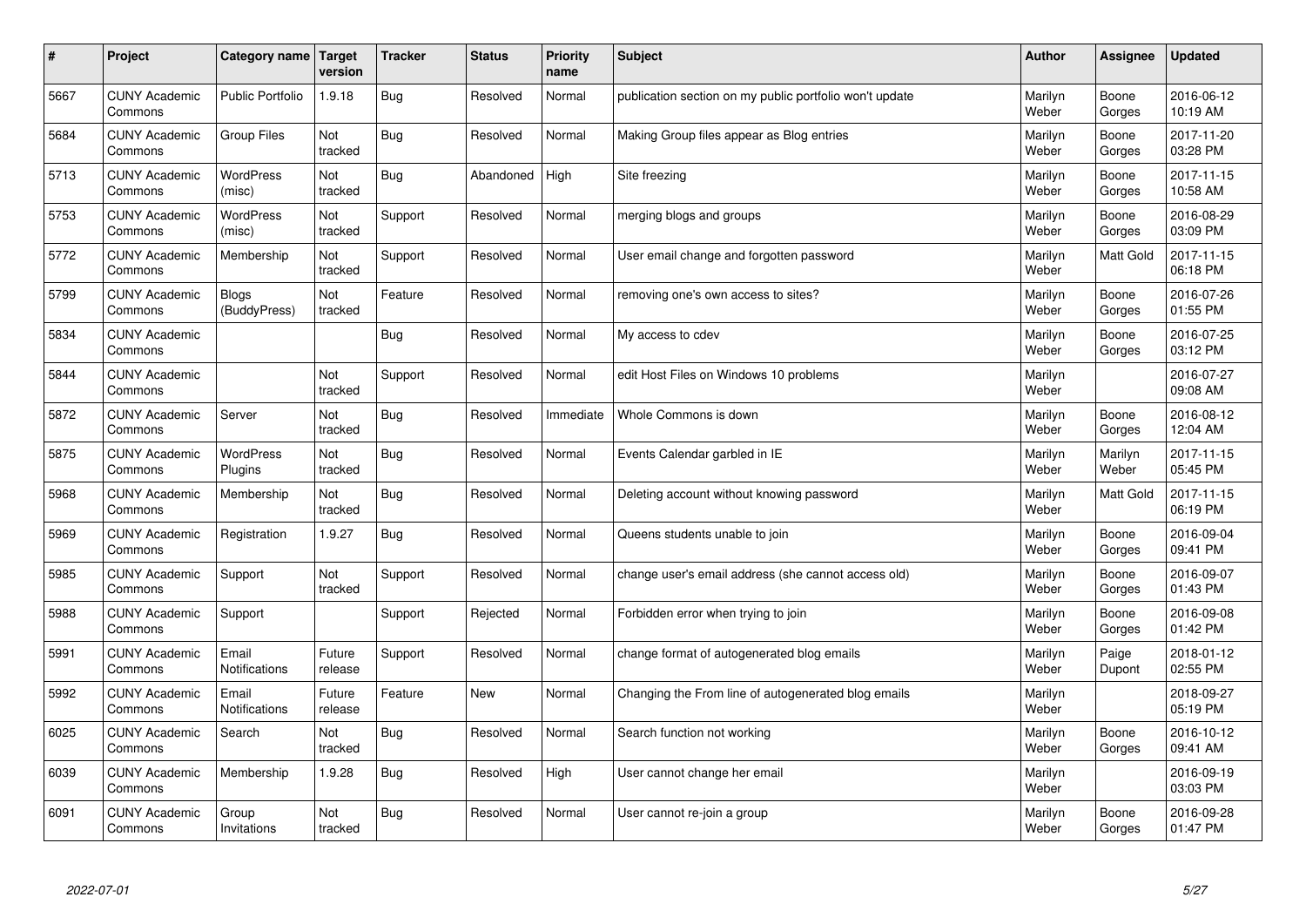| # | Project | Category name | Target version | Tracker | Status | Priority name | Subject | Author | Assignee | Updated |
|---|---|---|---|---|---|---|---|---|---|---|
| 5667 | CUNY Academic Commons | Public Portfolio | 1.9.18 | Bug | Resolved | Normal | publication section on my public portfolio won't update | Marilyn Weber | Boone Gorges | 2016-06-12 10:19 AM |
| 5684 | CUNY Academic Commons | Group Files | Not tracked | Bug | Resolved | Normal | Making Group files appear as Blog entries | Marilyn Weber | Boone Gorges | 2017-11-20 03:28 PM |
| 5713 | CUNY Academic Commons | WordPress (misc) | Not tracked | Bug | Abandoned | High | Site freezing | Marilyn Weber | Boone Gorges | 2017-11-15 10:58 AM |
| 5753 | CUNY Academic Commons | WordPress (misc) | Not tracked | Support | Resolved | Normal | merging blogs and groups | Marilyn Weber | Boone Gorges | 2016-08-29 03:09 PM |
| 5772 | CUNY Academic Commons | Membership | Not tracked | Support | Resolved | Normal | User email change and forgotten password | Marilyn Weber | Matt Gold | 2017-11-15 06:18 PM |
| 5799 | CUNY Academic Commons | Blogs (BuddyPress) | Not tracked | Feature | Resolved | Normal | removing one's own access to sites? | Marilyn Weber | Boone Gorges | 2016-07-26 01:55 PM |
| 5834 | CUNY Academic Commons | | | Bug | Resolved | Normal | My access to cdev | Marilyn Weber | Boone Gorges | 2016-07-25 03:12 PM |
| 5844 | CUNY Academic Commons | | Not tracked | Support | Resolved | Normal | edit Host Files on Windows 10 problems | Marilyn Weber | | 2016-07-27 09:08 AM |
| 5872 | CUNY Academic Commons | Server | Not tracked | Bug | Resolved | Immediate | Whole Commons is down | Marilyn Weber | Boone Gorges | 2016-08-12 12:04 AM |
| 5875 | CUNY Academic Commons | WordPress Plugins | Not tracked | Bug | Resolved | Normal | Events Calendar garbled in IE | Marilyn Weber | Marilyn Weber | 2017-11-15 05:45 PM |
| 5968 | CUNY Academic Commons | Membership | Not tracked | Bug | Resolved | Normal | Deleting account without knowing password | Marilyn Weber | Matt Gold | 2017-11-15 06:19 PM |
| 5969 | CUNY Academic Commons | Registration | 1.9.27 | Bug | Resolved | Normal | Queens students unable to join | Marilyn Weber | Boone Gorges | 2016-09-04 09:41 PM |
| 5985 | CUNY Academic Commons | Support | Not tracked | Support | Resolved | Normal | change user's email address (she cannot access old) | Marilyn Weber | Boone Gorges | 2016-09-07 01:43 PM |
| 5988 | CUNY Academic Commons | Support | | Support | Rejected | Normal | Forbidden error when trying to join | Marilyn Weber | Boone Gorges | 2016-09-08 01:42 PM |
| 5991 | CUNY Academic Commons | Email Notifications | Future release | Support | Resolved | Normal | change format of autogenerated blog emails | Marilyn Weber | Paige Dupont | 2018-01-12 02:55 PM |
| 5992 | CUNY Academic Commons | Email Notifications | Future release | Feature | New | Normal | Changing the From line of autogenerated blog emails | Marilyn Weber | | 2018-09-27 05:19 PM |
| 6025 | CUNY Academic Commons | Search | Not tracked | Bug | Resolved | Normal | Search function not working | Marilyn Weber | Boone Gorges | 2016-10-12 09:41 AM |
| 6039 | CUNY Academic Commons | Membership | 1.9.28 | Bug | Resolved | High | User cannot change her email | Marilyn Weber | | 2016-09-19 03:03 PM |
| 6091 | CUNY Academic Commons | Group Invitations | Not tracked | Bug | Resolved | Normal | User cannot re-join a group | Marilyn Weber | Boone Gorges | 2016-09-28 01:47 PM |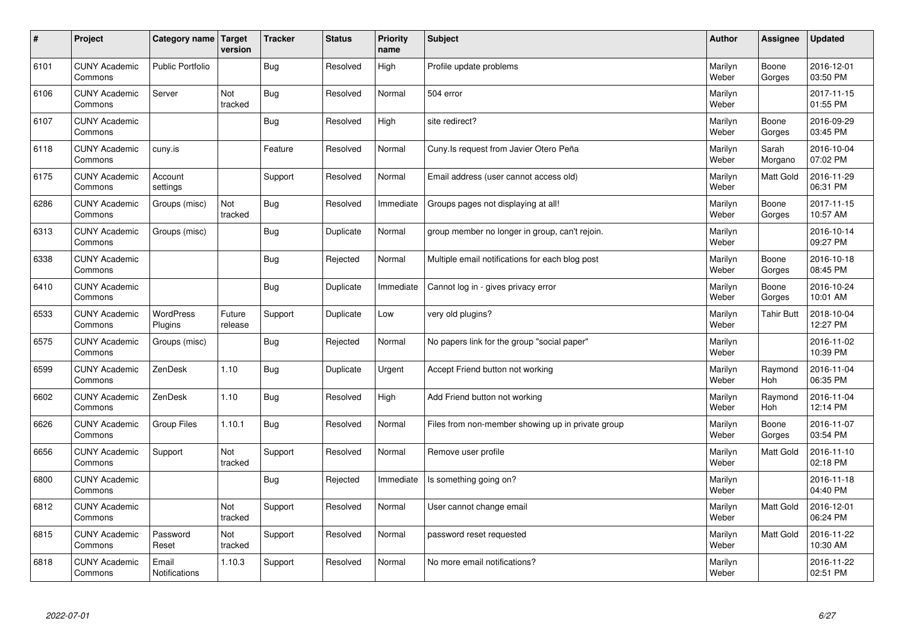| # | Project | Category name | Target version | Tracker | Status | Priority name | Subject | Author | Assignee | Updated |
|---|---|---|---|---|---|---|---|---|---|---|
| 6101 | CUNY Academic Commons | Public Portfolio | | Bug | Resolved | High | Profile update problems | Marilyn Weber | Boone Gorges | 2016-12-01 03:50 PM |
| 6106 | CUNY Academic Commons | Server | Not tracked | Bug | Resolved | Normal | 504 error | Marilyn Weber | | 2017-11-15 01:55 PM |
| 6107 | CUNY Academic Commons | | | Bug | Resolved | High | site redirect? | Marilyn Weber | Boone Gorges | 2016-09-29 03:45 PM |
| 6118 | CUNY Academic Commons | cuny.is | | Feature | Resolved | Normal | Cuny.Is request from Javier Otero Peña | Marilyn Weber | Sarah Morgano | 2016-10-04 07:02 PM |
| 6175 | CUNY Academic Commons | Account settings | | Support | Resolved | Normal | Email address (user cannot access old) | Marilyn Weber | Matt Gold | 2016-11-29 06:31 PM |
| 6286 | CUNY Academic Commons | Groups (misc) | Not tracked | Bug | Resolved | Immediate | Groups pages not displaying at all! | Marilyn Weber | Boone Gorges | 2017-11-15 10:57 AM |
| 6313 | CUNY Academic Commons | Groups (misc) | | Bug | Duplicate | Normal | group member no longer in group, can't rejoin. | Marilyn Weber | | 2016-10-14 09:27 PM |
| 6338 | CUNY Academic Commons | | | Bug | Rejected | Normal | Multiple email notifications for each blog post | Marilyn Weber | Boone Gorges | 2016-10-18 08:45 PM |
| 6410 | CUNY Academic Commons | | | Bug | Duplicate | Immediate | Cannot log in - gives privacy error | Marilyn Weber | Boone Gorges | 2016-10-24 10:01 AM |
| 6533 | CUNY Academic Commons | WordPress Plugins | Future release | Support | Duplicate | Low | very old plugins? | Marilyn Weber | Tahir Butt | 2018-10-04 12:27 PM |
| 6575 | CUNY Academic Commons | Groups (misc) | | Bug | Rejected | Normal | No papers link for the group "social paper" | Marilyn Weber | | 2016-11-02 10:39 PM |
| 6599 | CUNY Academic Commons | ZenDesk | 1.10 | Bug | Duplicate | Urgent | Accept Friend button not working | Marilyn Weber | Raymond Hoh | 2016-11-04 06:35 PM |
| 6602 | CUNY Academic Commons | ZenDesk | 1.10 | Bug | Resolved | High | Add Friend button not working | Marilyn Weber | Raymond Hoh | 2016-11-04 12:14 PM |
| 6626 | CUNY Academic Commons | Group Files | 1.10.1 | Bug | Resolved | Normal | Files from non-member showing up in private group | Marilyn Weber | Boone Gorges | 2016-11-07 03:54 PM |
| 6656 | CUNY Academic Commons | Support | Not tracked | Support | Resolved | Normal | Remove user profile | Marilyn Weber | Matt Gold | 2016-11-10 02:18 PM |
| 6800 | CUNY Academic Commons | | | Bug | Rejected | Immediate | Is something going on? | Marilyn Weber | | 2016-11-18 04:40 PM |
| 6812 | CUNY Academic Commons | | Not tracked | Support | Resolved | Normal | User cannot change email | Marilyn Weber | Matt Gold | 2016-12-01 06:24 PM |
| 6815 | CUNY Academic Commons | Password Reset | Not tracked | Support | Resolved | Normal | password reset requested | Marilyn Weber | Matt Gold | 2016-11-22 10:30 AM |
| 6818 | CUNY Academic Commons | Email Notifications | 1.10.3 | Support | Resolved | Normal | No more email notifications? | Marilyn Weber | | 2016-11-22 02:51 PM |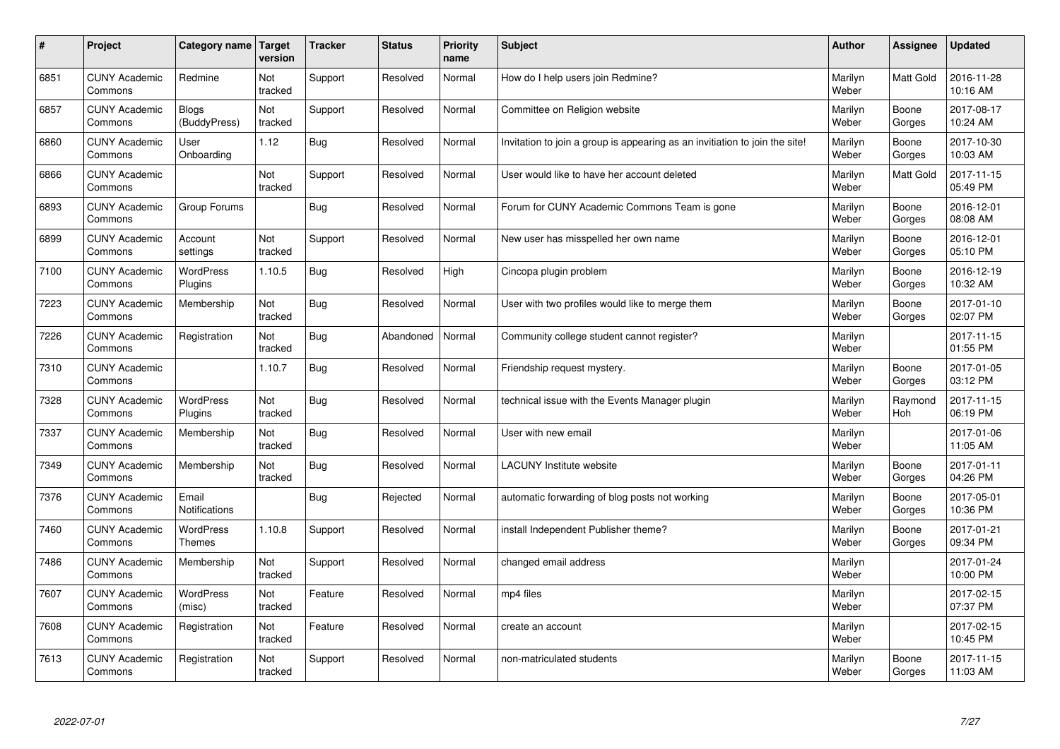| # | Project | Category name | Target version | Tracker | Status | Priority name | Subject | Author | Assignee | Updated |
|---|---|---|---|---|---|---|---|---|---|---|
| 6851 | CUNY Academic Commons | Redmine | Not tracked | Support | Resolved | Normal | How do I help users join Redmine? | Marilyn Weber | Matt Gold | 2016-11-28 10:16 AM |
| 6857 | CUNY Academic Commons | Blogs (BuddyPress) | Not tracked | Support | Resolved | Normal | Committee on Religion website | Marilyn Weber | Boone Gorges | 2017-08-17 10:24 AM |
| 6860 | CUNY Academic Commons | User Onboarding | 1.12 | Bug | Resolved | Normal | Invitation to join a group is appearing as an invitiation to join the site! | Marilyn Weber | Boone Gorges | 2017-10-30 10:03 AM |
| 6866 | CUNY Academic Commons | | Not tracked | Support | Resolved | Normal | User would like to have her account deleted | Marilyn Weber | Matt Gold | 2017-11-15 05:49 PM |
| 6893 | CUNY Academic Commons | Group Forums | | Bug | Resolved | Normal | Forum for CUNY Academic Commons Team is gone | Marilyn Weber | Boone Gorges | 2016-12-01 08:08 AM |
| 6899 | CUNY Academic Commons | Account settings | Not tracked | Support | Resolved | Normal | New user has misspelled her own name | Marilyn Weber | Boone Gorges | 2016-12-01 05:10 PM |
| 7100 | CUNY Academic Commons | WordPress Plugins | 1.10.5 | Bug | Resolved | High | Cincopa plugin problem | Marilyn Weber | Boone Gorges | 2016-12-19 10:32 AM |
| 7223 | CUNY Academic Commons | Membership | Not tracked | Bug | Resolved | Normal | User with two profiles would like to merge them | Marilyn Weber | Boone Gorges | 2017-01-10 02:07 PM |
| 7226 | CUNY Academic Commons | Registration | Not tracked | Bug | Abandoned | Normal | Community college student cannot register? | Marilyn Weber | | 2017-11-15 01:55 PM |
| 7310 | CUNY Academic Commons | | 1.10.7 | Bug | Resolved | Normal | Friendship request mystery. | Marilyn Weber | Boone Gorges | 2017-01-05 03:12 PM |
| 7328 | CUNY Academic Commons | WordPress Plugins | Not tracked | Bug | Resolved | Normal | technical issue with the Events Manager plugin | Marilyn Weber | Raymond Hoh | 2017-11-15 06:19 PM |
| 7337 | CUNY Academic Commons | Membership | Not tracked | Bug | Resolved | Normal | User with new email | Marilyn Weber | | 2017-01-06 11:05 AM |
| 7349 | CUNY Academic Commons | Membership | Not tracked | Bug | Resolved | Normal | LACUNY Institute website | Marilyn Weber | Boone Gorges | 2017-01-11 04:26 PM |
| 7376 | CUNY Academic Commons | Email Notifications | | Bug | Rejected | Normal | automatic forwarding of blog posts not working | Marilyn Weber | Boone Gorges | 2017-05-01 10:36 PM |
| 7460 | CUNY Academic Commons | WordPress Themes | 1.10.8 | Support | Resolved | Normal | install Independent Publisher theme? | Marilyn Weber | Boone Gorges | 2017-01-21 09:34 PM |
| 7486 | CUNY Academic Commons | Membership | Not tracked | Support | Resolved | Normal | changed email address | Marilyn Weber | | 2017-01-24 10:00 PM |
| 7607 | CUNY Academic Commons | WordPress (misc) | Not tracked | Feature | Resolved | Normal | mp4 files | Marilyn Weber | | 2017-02-15 07:37 PM |
| 7608 | CUNY Academic Commons | Registration | Not tracked | Feature | Resolved | Normal | create an account | Marilyn Weber | | 2017-02-15 10:45 PM |
| 7613 | CUNY Academic Commons | Registration | Not tracked | Support | Resolved | Normal | non-matriculated students | Marilyn Weber | Boone Gorges | 2017-11-15 11:03 AM |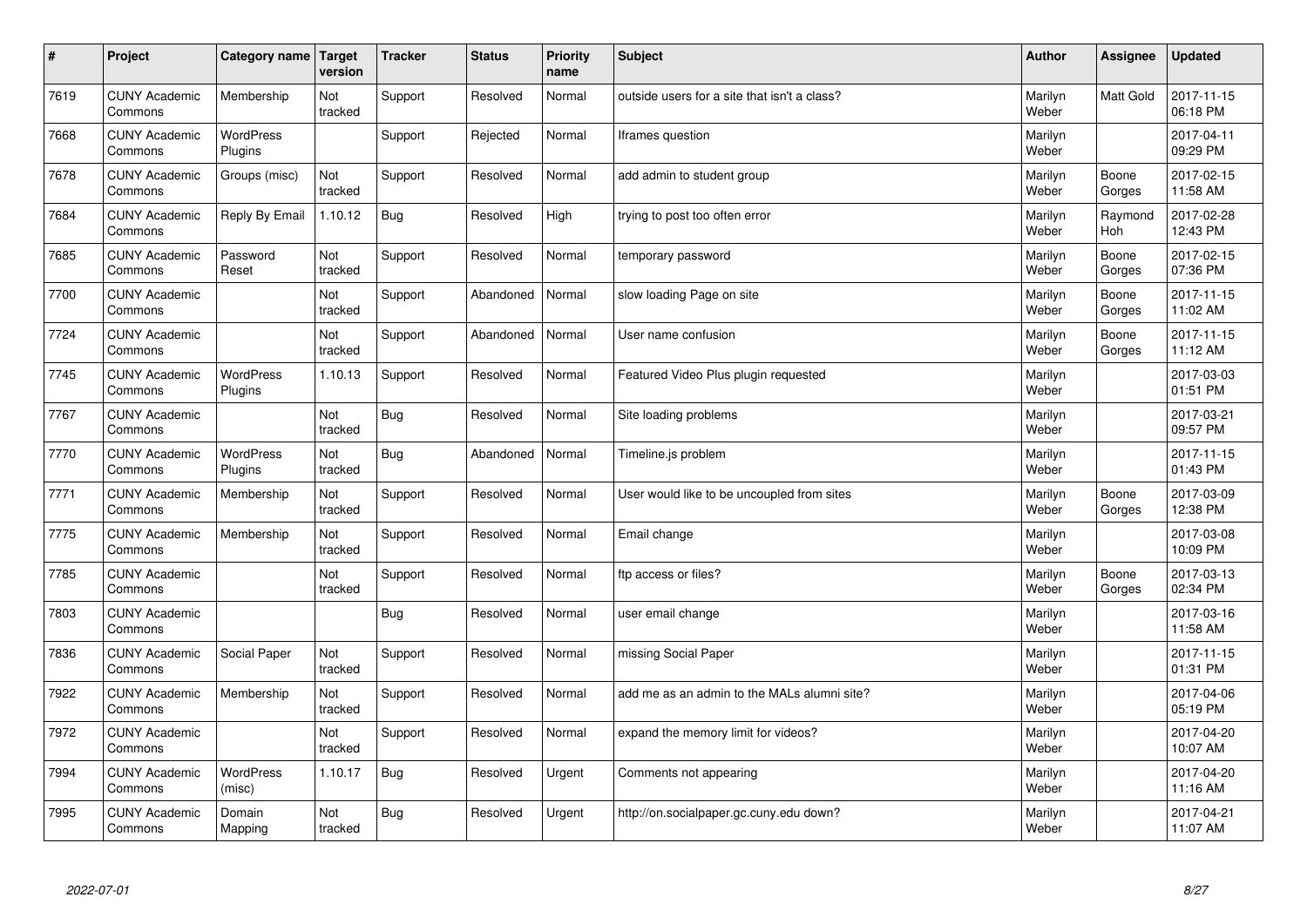| # | Project | Category name | Target version | Tracker | Status | Priority name | Subject | Author | Assignee | Updated |
|---|---|---|---|---|---|---|---|---|---|---|
| 7619 | CUNY Academic Commons | Membership | Not tracked | Support | Resolved | Normal | outside users for a site that isn't a class? | Marilyn Weber | Matt Gold | 2017-11-15 06:18 PM |
| 7668 | CUNY Academic Commons | WordPress Plugins | | Support | Rejected | Normal | Iframes question | Marilyn Weber | | 2017-04-11 09:29 PM |
| 7678 | CUNY Academic Commons | Groups (misc) | Not tracked | Support | Resolved | Normal | add admin to student group | Marilyn Weber | Boone Gorges | 2017-02-15 11:58 AM |
| 7684 | CUNY Academic Commons | Reply By Email | 1.10.12 | Bug | Resolved | High | trying to post too often error | Marilyn Weber | Raymond Hoh | 2017-02-28 12:43 PM |
| 7685 | CUNY Academic Commons | Password Reset | Not tracked | Support | Resolved | Normal | temporary password | Marilyn Weber | Boone Gorges | 2017-02-15 07:36 PM |
| 7700 | CUNY Academic Commons | | Not tracked | Support | Abandoned | Normal | slow loading Page on site | Marilyn Weber | Boone Gorges | 2017-11-15 11:02 AM |
| 7724 | CUNY Academic Commons | | Not tracked | Support | Abandoned | Normal | User name confusion | Marilyn Weber | Boone Gorges | 2017-11-15 11:12 AM |
| 7745 | CUNY Academic Commons | WordPress Plugins | 1.10.13 | Support | Resolved | Normal | Featured Video Plus plugin requested | Marilyn Weber | | 2017-03-03 01:51 PM |
| 7767 | CUNY Academic Commons | | Not tracked | Bug | Resolved | Normal | Site loading problems | Marilyn Weber | | 2017-03-21 09:57 PM |
| 7770 | CUNY Academic Commons | WordPress Plugins | Not tracked | Bug | Abandoned | Normal | Timeline.js problem | Marilyn Weber | | 2017-11-15 01:43 PM |
| 7771 | CUNY Academic Commons | Membership | Not tracked | Support | Resolved | Normal | User would like to be uncoupled from sites | Marilyn Weber | Boone Gorges | 2017-03-09 12:38 PM |
| 7775 | CUNY Academic Commons | Membership | Not tracked | Support | Resolved | Normal | Email change | Marilyn Weber | | 2017-03-08 10:09 PM |
| 7785 | CUNY Academic Commons | | Not tracked | Support | Resolved | Normal | ftp access or files? | Marilyn Weber | Boone Gorges | 2017-03-13 02:34 PM |
| 7803 | CUNY Academic Commons | | | Bug | Resolved | Normal | user email change | Marilyn Weber | | 2017-03-16 11:58 AM |
| 7836 | CUNY Academic Commons | Social Paper | Not tracked | Support | Resolved | Normal | missing Social Paper | Marilyn Weber | | 2017-11-15 01:31 PM |
| 7922 | CUNY Academic Commons | Membership | Not tracked | Support | Resolved | Normal | add me as an admin to the MALs alumni site? | Marilyn Weber | | 2017-04-06 05:19 PM |
| 7972 | CUNY Academic Commons | | Not tracked | Support | Resolved | Normal | expand the memory limit for videos? | Marilyn Weber | | 2017-04-20 10:07 AM |
| 7994 | CUNY Academic Commons | WordPress (misc) | 1.10.17 | Bug | Resolved | Urgent | Comments not appearing | Marilyn Weber | | 2017-04-20 11:16 AM |
| 7995 | CUNY Academic Commons | Domain Mapping | Not tracked | Bug | Resolved | Urgent | http://on.socialpaper.gc.cuny.edu down? | Marilyn Weber | | 2017-04-21 11:07 AM |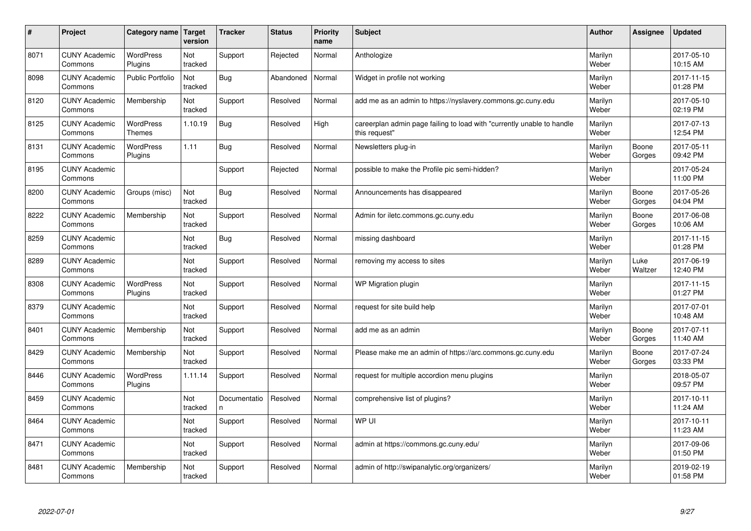| # | Project | Category name | Target version | Tracker | Status | Priority name | Subject | Author | Assignee | Updated |
|---|---|---|---|---|---|---|---|---|---|---|
| 8071 | CUNY Academic Commons | WordPress Plugins | Not tracked | Support | Rejected | Normal | Anthologize | Marilyn Weber | | 2017-05-10 10:15 AM |
| 8098 | CUNY Academic Commons | Public Portfolio | Not tracked | Bug | Abandoned | Normal | Widget in profile not working | Marilyn Weber | | 2017-11-15 01:28 PM |
| 8120 | CUNY Academic Commons | Membership | Not tracked | Support | Resolved | Normal | add me as an admin to https://nyslavery.commons.gc.cuny.edu | Marilyn Weber | | 2017-05-10 02:19 PM |
| 8125 | CUNY Academic Commons | WordPress Themes | 1.10.19 | Bug | Resolved | High | careerplan admin page failing to load with "currently unable to handle this request" | Marilyn Weber | | 2017-07-13 12:54 PM |
| 8131 | CUNY Academic Commons | WordPress Plugins | 1.11 | Bug | Resolved | Normal | Newsletters plug-in | Marilyn Weber | Boone Gorges | 2017-05-11 09:42 PM |
| 8195 | CUNY Academic Commons | | | Support | Rejected | Normal | possible to make the Profile pic semi-hidden? | Marilyn Weber | | 2017-05-24 11:00 PM |
| 8200 | CUNY Academic Commons | Groups (misc) | Not tracked | Bug | Resolved | Normal | Announcements has disappeared | Marilyn Weber | Boone Gorges | 2017-05-26 04:04 PM |
| 8222 | CUNY Academic Commons | Membership | Not tracked | Support | Resolved | Normal | Admin for iletc.commons.gc.cuny.edu | Marilyn Weber | Boone Gorges | 2017-06-08 10:06 AM |
| 8259 | CUNY Academic Commons | | Not tracked | Bug | Resolved | Normal | missing dashboard | Marilyn Weber | | 2017-11-15 01:28 PM |
| 8289 | CUNY Academic Commons | | Not tracked | Support | Resolved | Normal | removing my access to sites | Marilyn Weber | Luke Waltzer | 2017-06-19 12:40 PM |
| 8308 | CUNY Academic Commons | WordPress Plugins | Not tracked | Support | Resolved | Normal | WP Migration plugin | Marilyn Weber | | 2017-11-15 01:27 PM |
| 8379 | CUNY Academic Commons | | Not tracked | Support | Resolved | Normal | request for site build help | Marilyn Weber | | 2017-07-01 10:48 AM |
| 8401 | CUNY Academic Commons | Membership | Not tracked | Support | Resolved | Normal | add me as an admin | Marilyn Weber | Boone Gorges | 2017-07-11 11:40 AM |
| 8429 | CUNY Academic Commons | Membership | Not tracked | Support | Resolved | Normal | Please make me an admin of https://arc.commons.gc.cuny.edu | Marilyn Weber | Boone Gorges | 2017-07-24 03:33 PM |
| 8446 | CUNY Academic Commons | WordPress Plugins | 1.11.14 | Support | Resolved | Normal | request for multiple accordion menu plugins | Marilyn Weber | | 2018-05-07 09:57 PM |
| 8459 | CUNY Academic Commons | | Not tracked | Documentation | Resolved | Normal | comprehensive list of plugins? | Marilyn Weber | | 2017-10-11 11:24 AM |
| 8464 | CUNY Academic Commons | | Not tracked | Support | Resolved | Normal | WP UI | Marilyn Weber | | 2017-10-11 11:23 AM |
| 8471 | CUNY Academic Commons | | Not tracked | Support | Resolved | Normal | admin at https://commons.gc.cuny.edu/ | Marilyn Weber | | 2017-09-06 01:50 PM |
| 8481 | CUNY Academic Commons | Membership | Not tracked | Support | Resolved | Normal | admin of http://swipanalytic.org/organizers/ | Marilyn Weber | | 2019-02-19 01:58 PM |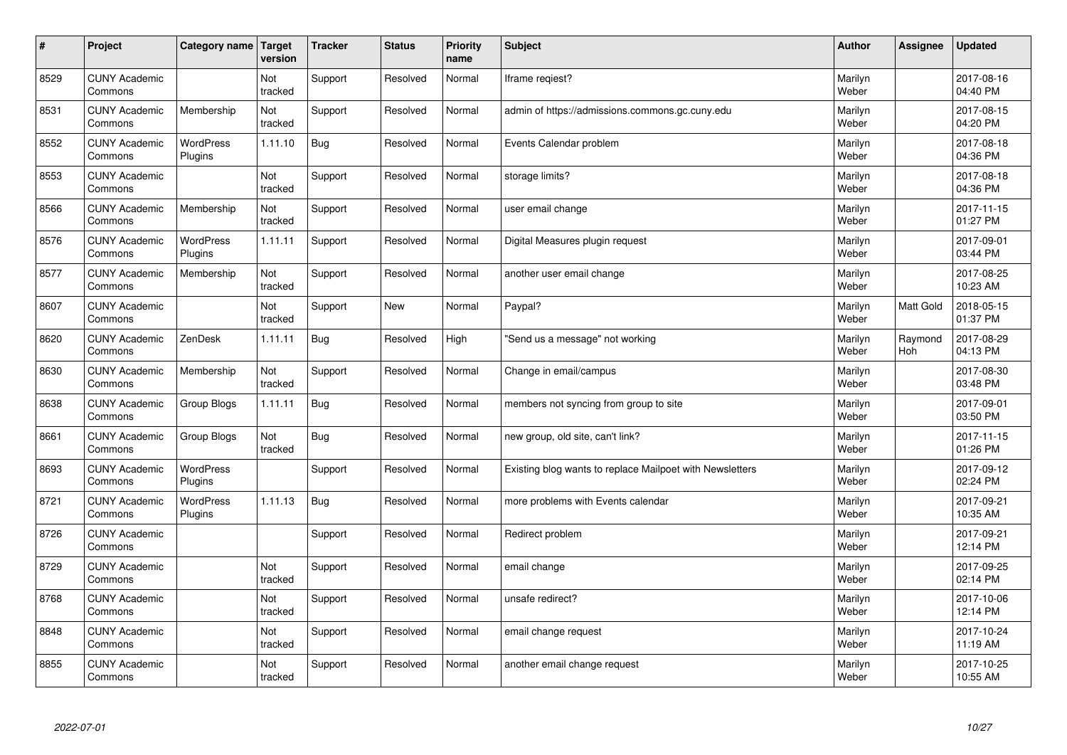| # | Project | Category name | Target version | Tracker | Status | Priority name | Subject | Author | Assignee | Updated |
|---|---|---|---|---|---|---|---|---|---|---|
| 8529 | CUNY Academic Commons | | Not tracked | Support | Resolved | Normal | Iframe reqiest? | Marilyn Weber | | 2017-08-16 04:40 PM |
| 8531 | CUNY Academic Commons | Membership | Not tracked | Support | Resolved | Normal | admin of https://admissions.commons.gc.cuny.edu | Marilyn Weber | | 2017-08-15 04:20 PM |
| 8552 | CUNY Academic Commons | WordPress Plugins | 1.11.10 | Bug | Resolved | Normal | Events Calendar problem | Marilyn Weber | | 2017-08-18 04:36 PM |
| 8553 | CUNY Academic Commons | | Not tracked | Support | Resolved | Normal | storage limits? | Marilyn Weber | | 2017-08-18 04:36 PM |
| 8566 | CUNY Academic Commons | Membership | Not tracked | Support | Resolved | Normal | user email change | Marilyn Weber | | 2017-11-15 01:27 PM |
| 8576 | CUNY Academic Commons | WordPress Plugins | 1.11.11 | Support | Resolved | Normal | Digital Measures plugin request | Marilyn Weber | | 2017-09-01 03:44 PM |
| 8577 | CUNY Academic Commons | Membership | Not tracked | Support | Resolved | Normal | another user email change | Marilyn Weber | | 2017-08-25 10:23 AM |
| 8607 | CUNY Academic Commons | | Not tracked | Support | New | Normal | Paypal? | Marilyn Weber | Matt Gold | 2018-05-15 01:37 PM |
| 8620 | CUNY Academic Commons | ZenDesk | 1.11.11 | Bug | Resolved | High | "Send us a message" not working | Marilyn Weber | Raymond Hoh | 2017-08-29 04:13 PM |
| 8630 | CUNY Academic Commons | Membership | Not tracked | Support | Resolved | Normal | Change in email/campus | Marilyn Weber | | 2017-08-30 03:48 PM |
| 8638 | CUNY Academic Commons | Group Blogs | 1.11.11 | Bug | Resolved | Normal | members not syncing from group to site | Marilyn Weber | | 2017-09-01 03:50 PM |
| 8661 | CUNY Academic Commons | Group Blogs | Not tracked | Bug | Resolved | Normal | new group, old site, can't link? | Marilyn Weber | | 2017-11-15 01:26 PM |
| 8693 | CUNY Academic Commons | WordPress Plugins | | Support | Resolved | Normal | Existing blog wants to replace Mailpoet with Newsletters | Marilyn Weber | | 2017-09-12 02:24 PM |
| 8721 | CUNY Academic Commons | WordPress Plugins | 1.11.13 | Bug | Resolved | Normal | more problems with Events calendar | Marilyn Weber | | 2017-09-21 10:35 AM |
| 8726 | CUNY Academic Commons | | | Support | Resolved | Normal | Redirect problem | Marilyn Weber | | 2017-09-21 12:14 PM |
| 8729 | CUNY Academic Commons | | Not tracked | Support | Resolved | Normal | email change | Marilyn Weber | | 2017-09-25 02:14 PM |
| 8768 | CUNY Academic Commons | | Not tracked | Support | Resolved | Normal | unsafe redirect? | Marilyn Weber | | 2017-10-06 12:14 PM |
| 8848 | CUNY Academic Commons | | Not tracked | Support | Resolved | Normal | email change request | Marilyn Weber | | 2017-10-24 11:19 AM |
| 8855 | CUNY Academic Commons | | Not tracked | Support | Resolved | Normal | another email change request | Marilyn Weber | | 2017-10-25 10:55 AM |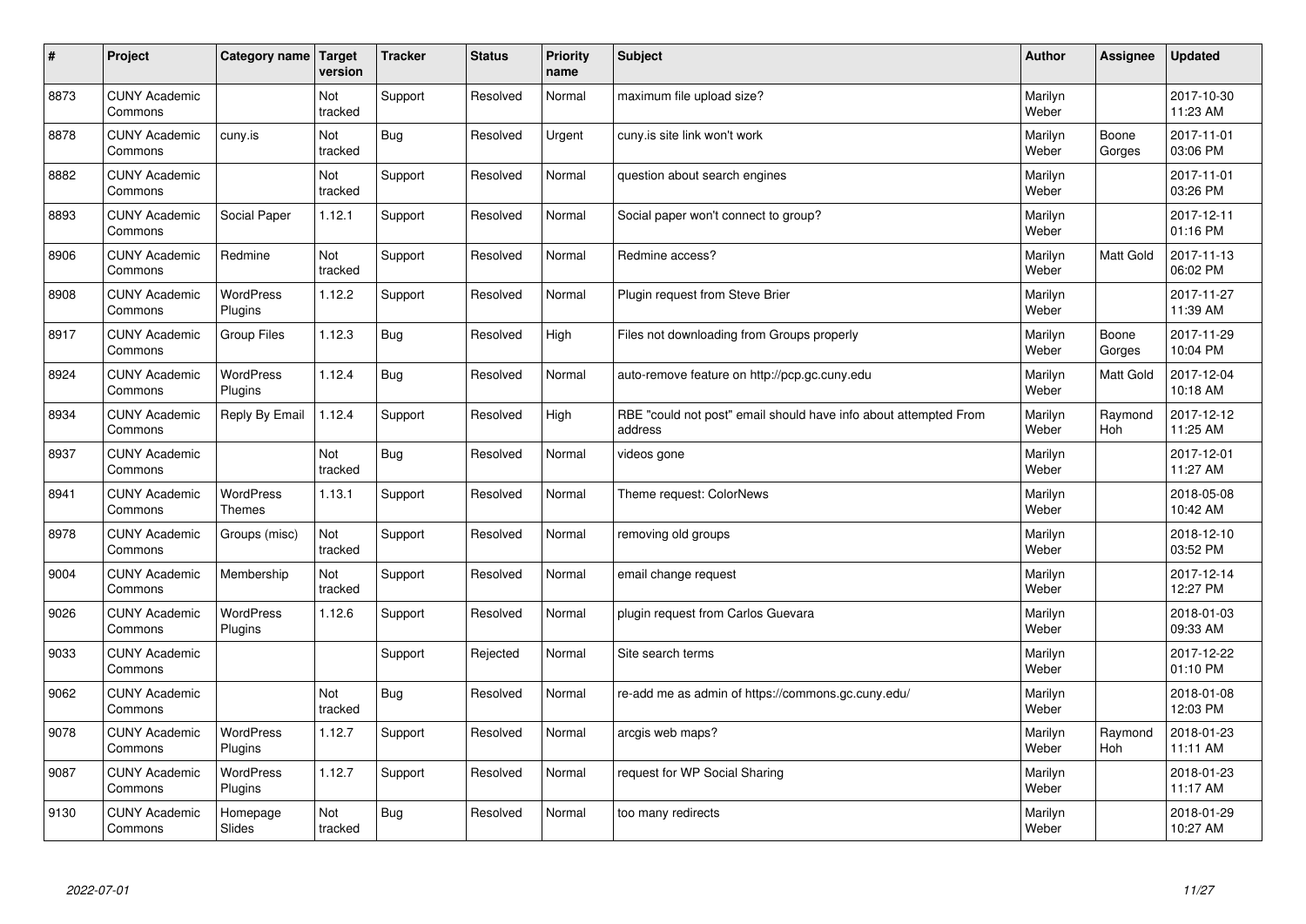| # | Project | Category name | Target version | Tracker | Status | Priority name | Subject | Author | Assignee | Updated |
|---|---|---|---|---|---|---|---|---|---|---|
| 8873 | CUNY Academic Commons | | Not tracked | Support | Resolved | Normal | maximum file upload size? | Marilyn Weber | | 2017-10-30 11:23 AM |
| 8878 | CUNY Academic Commons | cuny.is | Not tracked | Bug | Resolved | Urgent | cuny.is site link won't work | Marilyn Weber | Boone Gorges | 2017-11-01 03:06 PM |
| 8882 | CUNY Academic Commons | | Not tracked | Support | Resolved | Normal | question about search engines | Marilyn Weber | | 2017-11-01 03:26 PM |
| 8893 | CUNY Academic Commons | Social Paper | 1.12.1 | Support | Resolved | Normal | Social paper won't connect to group? | Marilyn Weber | | 2017-12-11 01:16 PM |
| 8906 | CUNY Academic Commons | Redmine | Not tracked | Support | Resolved | Normal | Redmine access? | Marilyn Weber | Matt Gold | 2017-11-13 06:02 PM |
| 8908 | CUNY Academic Commons | WordPress Plugins | 1.12.2 | Support | Resolved | Normal | Plugin request from Steve Brier | Marilyn Weber | | 2017-11-27 11:39 AM |
| 8917 | CUNY Academic Commons | Group Files | 1.12.3 | Bug | Resolved | High | Files not downloading from Groups properly | Marilyn Weber | Boone Gorges | 2017-11-29 10:04 PM |
| 8924 | CUNY Academic Commons | WordPress Plugins | 1.12.4 | Bug | Resolved | Normal | auto-remove feature on http://pcp.gc.cuny.edu | Marilyn Weber | Matt Gold | 2017-12-04 10:18 AM |
| 8934 | CUNY Academic Commons | Reply By Email | 1.12.4 | Support | Resolved | High | RBE "could not post" email should have info about attempted From address | Marilyn Weber | Raymond Hoh | 2017-12-12 11:25 AM |
| 8937 | CUNY Academic Commons | | Not tracked | Bug | Resolved | Normal | videos gone | Marilyn Weber | | 2017-12-01 11:27 AM |
| 8941 | CUNY Academic Commons | WordPress Themes | 1.13.1 | Support | Resolved | Normal | Theme request: ColorNews | Marilyn Weber | | 2018-05-08 10:42 AM |
| 8978 | CUNY Academic Commons | Groups (misc) | Not tracked | Support | Resolved | Normal | removing old groups | Marilyn Weber | | 2018-12-10 03:52 PM |
| 9004 | CUNY Academic Commons | Membership | Not tracked | Support | Resolved | Normal | email change request | Marilyn Weber | | 2017-12-14 12:27 PM |
| 9026 | CUNY Academic Commons | WordPress Plugins | 1.12.6 | Support | Resolved | Normal | plugin request from Carlos Guevara | Marilyn Weber | | 2018-01-03 09:33 AM |
| 9033 | CUNY Academic Commons | | | Support | Rejected | Normal | Site search terms | Marilyn Weber | | 2017-12-22 01:10 PM |
| 9062 | CUNY Academic Commons | | Not tracked | Bug | Resolved | Normal | re-add me as admin of https://commons.gc.cuny.edu/ | Marilyn Weber | | 2018-01-08 12:03 PM |
| 9078 | CUNY Academic Commons | WordPress Plugins | 1.12.7 | Support | Resolved | Normal | arcgis web maps? | Marilyn Weber | Raymond Hoh | 2018-01-23 11:11 AM |
| 9087 | CUNY Academic Commons | WordPress Plugins | 1.12.7 | Support | Resolved | Normal | request for WP Social Sharing | Marilyn Weber | | 2018-01-23 11:17 AM |
| 9130 | CUNY Academic Commons | Homepage Slides | Not tracked | Bug | Resolved | Normal | too many redirects | Marilyn Weber | | 2018-01-29 10:27 AM |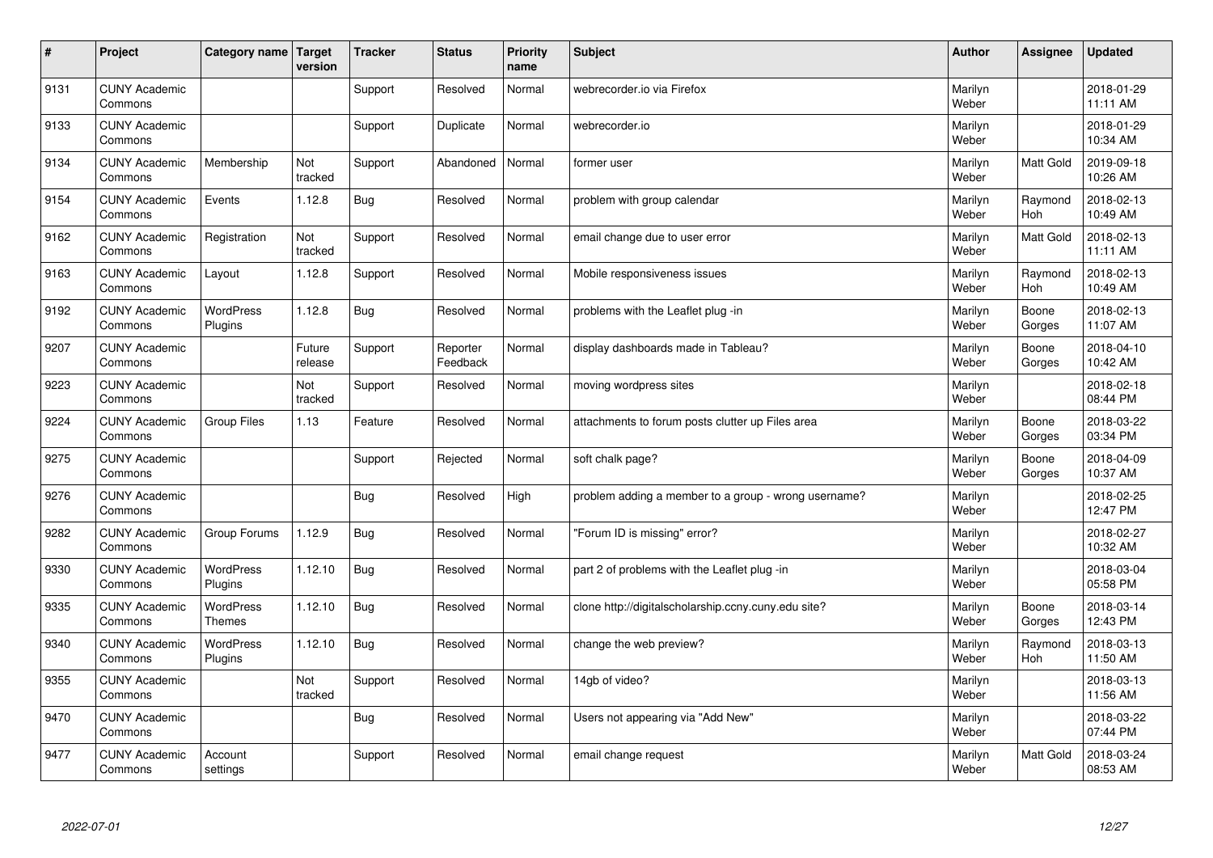| # | Project | Category name | Target version | Tracker | Status | Priority name | Subject | Author | Assignee | Updated |
|---|---|---|---|---|---|---|---|---|---|---|
| 9131 | CUNY Academic Commons | | | Support | Resolved | Normal | webrecorder.io via Firefox | Marilyn Weber | | 2018-01-29 11:11 AM |
| 9133 | CUNY Academic Commons | | | Support | Duplicate | Normal | webrecorder.io | Marilyn Weber | | 2018-01-29 10:34 AM |
| 9134 | CUNY Academic Commons | Membership | Not tracked | Support | Abandoned | Normal | former user | Marilyn Weber | Matt Gold | 2019-09-18 10:26 AM |
| 9154 | CUNY Academic Commons | Events | 1.12.8 | Bug | Resolved | Normal | problem with group calendar | Marilyn Weber | Raymond Hoh | 2018-02-13 10:49 AM |
| 9162 | CUNY Academic Commons | Registration | Not tracked | Support | Resolved | Normal | email change due to user error | Marilyn Weber | Matt Gold | 2018-02-13 11:11 AM |
| 9163 | CUNY Academic Commons | Layout | 1.12.8 | Support | Resolved | Normal | Mobile responsiveness issues | Marilyn Weber | Raymond Hoh | 2018-02-13 10:49 AM |
| 9192 | CUNY Academic Commons | WordPress Plugins | 1.12.8 | Bug | Resolved | Normal | problems with the Leaflet plug -in | Marilyn Weber | Boone Gorges | 2018-02-13 11:07 AM |
| 9207 | CUNY Academic Commons | | Future release | Support | Reporter Feedback | Normal | display dashboards made in Tableau? | Marilyn Weber | Boone Gorges | 2018-04-10 10:42 AM |
| 9223 | CUNY Academic Commons | | Not tracked | Support | Resolved | Normal | moving wordpress sites | Marilyn Weber | | 2018-02-18 08:44 PM |
| 9224 | CUNY Academic Commons | Group Files | 1.13 | Feature | Resolved | Normal | attachments to forum posts clutter up Files area | Marilyn Weber | Boone Gorges | 2018-03-22 03:34 PM |
| 9275 | CUNY Academic Commons | | | Support | Rejected | Normal | soft chalk page? | Marilyn Weber | Boone Gorges | 2018-04-09 10:37 AM |
| 9276 | CUNY Academic Commons | | | Bug | Resolved | High | problem adding a member to a group - wrong username? | Marilyn Weber | | 2018-02-25 12:47 PM |
| 9282 | CUNY Academic Commons | Group Forums | 1.12.9 | Bug | Resolved | Normal | "Forum ID is missing" error? | Marilyn Weber | | 2018-02-27 10:32 AM |
| 9330 | CUNY Academic Commons | WordPress Plugins | 1.12.10 | Bug | Resolved | Normal | part 2 of problems with the Leaflet plug -in | Marilyn Weber | | 2018-03-04 05:58 PM |
| 9335 | CUNY Academic Commons | WordPress Themes | 1.12.10 | Bug | Resolved | Normal | clone http://digitalscholarship.ccny.cuny.edu site? | Marilyn Weber | Boone Gorges | 2018-03-14 12:43 PM |
| 9340 | CUNY Academic Commons | WordPress Plugins | 1.12.10 | Bug | Resolved | Normal | change the web preview? | Marilyn Weber | Raymond Hoh | 2018-03-13 11:50 AM |
| 9355 | CUNY Academic Commons | | Not tracked | Support | Resolved | Normal | 14gb of video? | Marilyn Weber | | 2018-03-13 11:56 AM |
| 9470 | CUNY Academic Commons | | | Bug | Resolved | Normal | Users not appearing via "Add New" | Marilyn Weber | | 2018-03-22 07:44 PM |
| 9477 | CUNY Academic Commons | Account settings | | Support | Resolved | Normal | email change request | Marilyn Weber | Matt Gold | 2018-03-24 08:53 AM |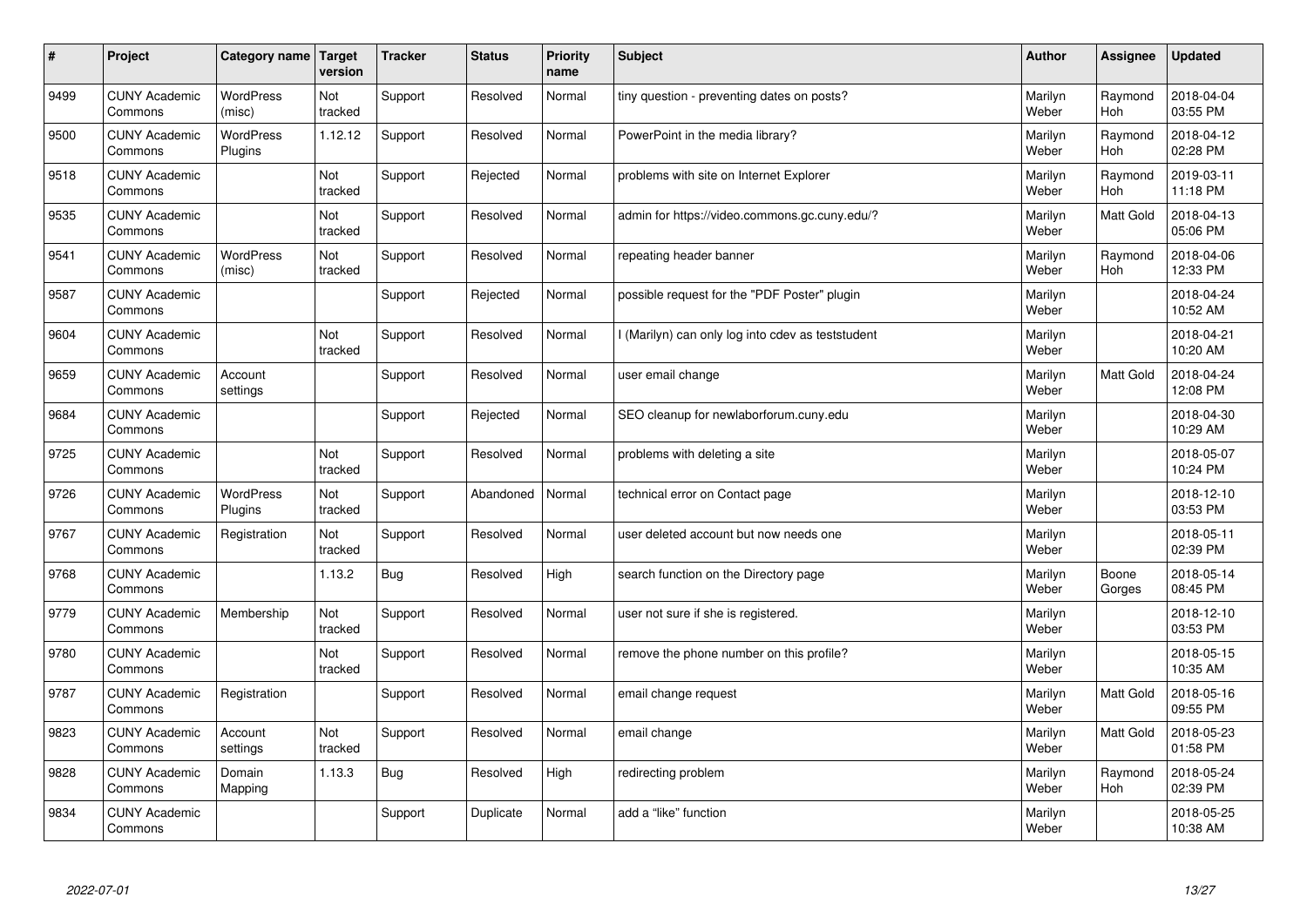| # | Project | Category name | Target version | Tracker | Status | Priority name | Subject | Author | Assignee | Updated |
|---|---|---|---|---|---|---|---|---|---|---|
| 9499 | CUNY Academic Commons | WordPress (misc) | Not tracked | Support | Resolved | Normal | tiny question - preventing dates on posts? | Marilyn Weber | Raymond Hoh | 2018-04-04 03:55 PM |
| 9500 | CUNY Academic Commons | WordPress Plugins | 1.12.12 | Support | Resolved | Normal | PowerPoint in the media library? | Marilyn Weber | Raymond Hoh | 2018-04-12 02:28 PM |
| 9518 | CUNY Academic Commons | | Not tracked | Support | Rejected | Normal | problems with site on Internet Explorer | Marilyn Weber | Raymond Hoh | 2019-03-11 11:18 PM |
| 9535 | CUNY Academic Commons | | Not tracked | Support | Resolved | Normal | admin for https://video.commons.gc.cuny.edu/? | Marilyn Weber | Matt Gold | 2018-04-13 05:06 PM |
| 9541 | CUNY Academic Commons | WordPress (misc) | Not tracked | Support | Resolved | Normal | repeating header banner | Marilyn Weber | Raymond Hoh | 2018-04-06 12:33 PM |
| 9587 | CUNY Academic Commons | | | Support | Rejected | Normal | possible request for the "PDF Poster" plugin | Marilyn Weber | | 2018-04-24 10:52 AM |
| 9604 | CUNY Academic Commons | | Not tracked | Support | Resolved | Normal | I (Marilyn) can only log into cdev as teststudent | Marilyn Weber | | 2018-04-21 10:20 AM |
| 9659 | CUNY Academic Commons | Account settings | | Support | Resolved | Normal | user email change | Marilyn Weber | Matt Gold | 2018-04-24 12:08 PM |
| 9684 | CUNY Academic Commons | | | Support | Rejected | Normal | SEO cleanup for newlaborforum.cuny.edu | Marilyn Weber | | 2018-04-30 10:29 AM |
| 9725 | CUNY Academic Commons | | Not tracked | Support | Resolved | Normal | problems with deleting a site | Marilyn Weber | | 2018-05-07 10:24 PM |
| 9726 | CUNY Academic Commons | WordPress Plugins | Not tracked | Support | Abandoned | Normal | technical error on Contact page | Marilyn Weber | | 2018-12-10 03:53 PM |
| 9767 | CUNY Academic Commons | Registration | Not tracked | Support | Resolved | Normal | user deleted account but now needs one | Marilyn Weber | | 2018-05-11 02:39 PM |
| 9768 | CUNY Academic Commons | | 1.13.2 | Bug | Resolved | High | search function on the Directory page | Marilyn Weber | Boone Gorges | 2018-05-14 08:45 PM |
| 9779 | CUNY Academic Commons | Membership | Not tracked | Support | Resolved | Normal | user not sure if she is registered. | Marilyn Weber | | 2018-12-10 03:53 PM |
| 9780 | CUNY Academic Commons | | Not tracked | Support | Resolved | Normal | remove the phone number on this profile? | Marilyn Weber | | 2018-05-15 10:35 AM |
| 9787 | CUNY Academic Commons | Registration | | Support | Resolved | Normal | email change request | Marilyn Weber | Matt Gold | 2018-05-16 09:55 PM |
| 9823 | CUNY Academic Commons | Account settings | Not tracked | Support | Resolved | Normal | email change | Marilyn Weber | Matt Gold | 2018-05-23 01:58 PM |
| 9828 | CUNY Academic Commons | Domain Mapping | 1.13.3 | Bug | Resolved | High | redirecting problem | Marilyn Weber | Raymond Hoh | 2018-05-24 02:39 PM |
| 9834 | CUNY Academic Commons | | | Support | Duplicate | Normal | add a "like" function | Marilyn Weber | | 2018-05-25 10:38 AM |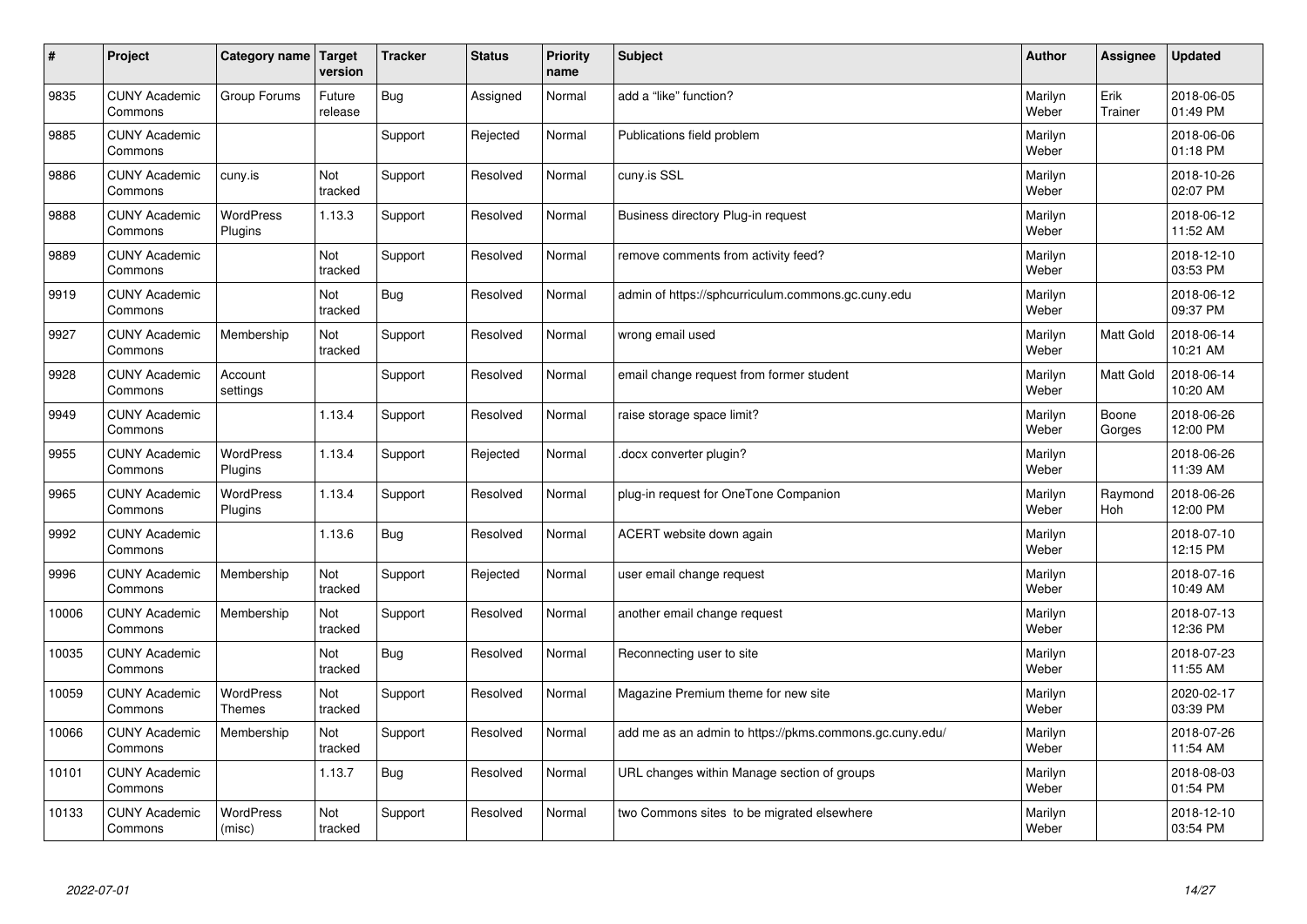| # | Project | Category name | Target version | Tracker | Status | Priority name | Subject | Author | Assignee | Updated |
|---|---|---|---|---|---|---|---|---|---|---|
| 9835 | CUNY Academic Commons | Group Forums | Future release | Bug | Assigned | Normal | add a “like” function? | Marilyn Weber | Erik Trainer | 2018-06-05 01:49 PM |
| 9885 | CUNY Academic Commons | | | Support | Rejected | Normal | Publications field problem | Marilyn Weber | | 2018-06-06 01:18 PM |
| 9886 | CUNY Academic Commons | cuny.is | Not tracked | Support | Resolved | Normal | cuny.is SSL | Marilyn Weber | | 2018-10-26 02:07 PM |
| 9888 | CUNY Academic Commons | WordPress Plugins | 1.13.3 | Support | Resolved | Normal | Business directory Plug-in request | Marilyn Weber | | 2018-06-12 11:52 AM |
| 9889 | CUNY Academic Commons | | Not tracked | Support | Resolved | Normal | remove comments from activity feed? | Marilyn Weber | | 2018-12-10 03:53 PM |
| 9919 | CUNY Academic Commons | | Not tracked | Bug | Resolved | Normal | admin of https://sphcurriculum.commons.gc.cuny.edu | Marilyn Weber | | 2018-06-12 09:37 PM |
| 9927 | CUNY Academic Commons | Membership | Not tracked | Support | Resolved | Normal | wrong email used | Marilyn Weber | Matt Gold | 2018-06-14 10:21 AM |
| 9928 | CUNY Academic Commons | Account settings | | Support | Resolved | Normal | email change request from former student | Marilyn Weber | Matt Gold | 2018-06-14 10:20 AM |
| 9949 | CUNY Academic Commons | | 1.13.4 | Support | Resolved | Normal | raise storage space limit? | Marilyn Weber | Boone Gorges | 2018-06-26 12:00 PM |
| 9955 | CUNY Academic Commons | WordPress Plugins | 1.13.4 | Support | Rejected | Normal | .docx converter plugin? | Marilyn Weber | | 2018-06-26 11:39 AM |
| 9965 | CUNY Academic Commons | WordPress Plugins | 1.13.4 | Support | Resolved | Normal | plug-in request for OneTone Companion | Marilyn Weber | Raymond Hoh | 2018-06-26 12:00 PM |
| 9992 | CUNY Academic Commons | | 1.13.6 | Bug | Resolved | Normal | ACERT website down again | Marilyn Weber | | 2018-07-10 12:15 PM |
| 9996 | CUNY Academic Commons | Membership | Not tracked | Support | Rejected | Normal | user email change request | Marilyn Weber | | 2018-07-16 10:49 AM |
| 10006 | CUNY Academic Commons | Membership | Not tracked | Support | Resolved | Normal | another email change request | Marilyn Weber | | 2018-07-13 12:36 PM |
| 10035 | CUNY Academic Commons | | Not tracked | Bug | Resolved | Normal | Reconnecting user to site | Marilyn Weber | | 2018-07-23 11:55 AM |
| 10059 | CUNY Academic Commons | WordPress Themes | Not tracked | Support | Resolved | Normal | Magazine Premium theme for new site | Marilyn Weber | | 2020-02-17 03:39 PM |
| 10066 | CUNY Academic Commons | Membership | Not tracked | Support | Resolved | Normal | add me as an admin to https://pkms.commons.gc.cuny.edu/ | Marilyn Weber | | 2018-07-26 11:54 AM |
| 10101 | CUNY Academic Commons | | 1.13.7 | Bug | Resolved | Normal | URL changes within Manage section of groups | Marilyn Weber | | 2018-08-03 01:54 PM |
| 10133 | CUNY Academic Commons | WordPress (misc) | Not tracked | Support | Resolved | Normal | two Commons sites to be migrated elsewhere | Marilyn Weber | | 2018-12-10 03:54 PM |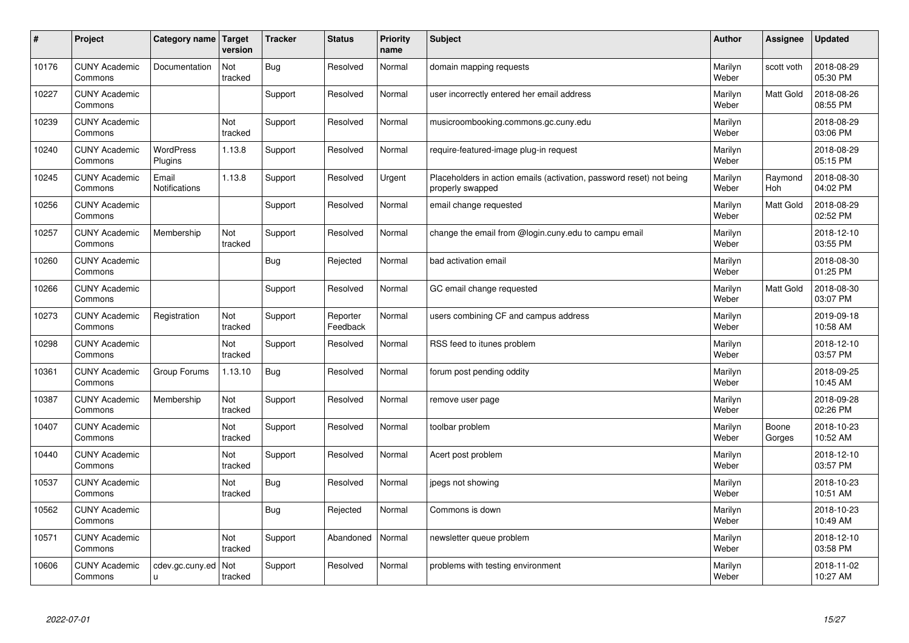| # | Project | Category name | Target version | Tracker | Status | Priority name | Subject | Author | Assignee | Updated |
|---|---|---|---|---|---|---|---|---|---|---|
| 10176 | CUNY Academic Commons | Documentation | Not tracked | Bug | Resolved | Normal | domain mapping requests | Marilyn Weber | scott voth | 2018-08-29 05:30 PM |
| 10227 | CUNY Academic Commons | | | Support | Resolved | Normal | user incorrectly entered her email address | Marilyn Weber | Matt Gold | 2018-08-26 08:55 PM |
| 10239 | CUNY Academic Commons | | Not tracked | Support | Resolved | Normal | musicroombooking.commons.gc.cuny.edu | Marilyn Weber | | 2018-08-29 03:06 PM |
| 10240 | CUNY Academic Commons | WordPress Plugins | 1.13.8 | Support | Resolved | Normal | require-featured-image plug-in request | Marilyn Weber | | 2018-08-29 05:15 PM |
| 10245 | CUNY Academic Commons | Email Notifications | 1.13.8 | Support | Resolved | Urgent | Placeholders in action emails (activation, password reset) not being properly swapped | Marilyn Weber | Raymond Hoh | 2018-08-30 04:02 PM |
| 10256 | CUNY Academic Commons | | | Support | Resolved | Normal | email change requested | Marilyn Weber | Matt Gold | 2018-08-29 02:52 PM |
| 10257 | CUNY Academic Commons | Membership | Not tracked | Support | Resolved | Normal | change the email from @login.cuny.edu to campu email | Marilyn Weber | | 2018-12-10 03:55 PM |
| 10260 | CUNY Academic Commons | | | Bug | Rejected | Normal | bad activation email | Marilyn Weber | | 2018-08-30 01:25 PM |
| 10266 | CUNY Academic Commons | | | Support | Resolved | Normal | GC email change requested | Marilyn Weber | Matt Gold | 2018-08-30 03:07 PM |
| 10273 | CUNY Academic Commons | Registration | Not tracked | Support | Reporter Feedback | Normal | users combining CF and campus address | Marilyn Weber | | 2019-09-18 10:58 AM |
| 10298 | CUNY Academic Commons | | Not tracked | Support | Resolved | Normal | RSS feed to itunes problem | Marilyn Weber | | 2018-12-10 03:57 PM |
| 10361 | CUNY Academic Commons | Group Forums | 1.13.10 | Bug | Resolved | Normal | forum post pending oddity | Marilyn Weber | | 2018-09-25 10:45 AM |
| 10387 | CUNY Academic Commons | Membership | Not tracked | Support | Resolved | Normal | remove user page | Marilyn Weber | | 2018-09-28 02:26 PM |
| 10407 | CUNY Academic Commons | | Not tracked | Support | Resolved | Normal | toolbar problem | Marilyn Weber | Boone Gorges | 2018-10-23 10:52 AM |
| 10440 | CUNY Academic Commons | | Not tracked | Support | Resolved | Normal | Acert post problem | Marilyn Weber | | 2018-12-10 03:57 PM |
| 10537 | CUNY Academic Commons | | Not tracked | Bug | Resolved | Normal | jpegs not showing | Marilyn Weber | | 2018-10-23 10:51 AM |
| 10562 | CUNY Academic Commons | | | Bug | Rejected | Normal | Commons is down | Marilyn Weber | | 2018-10-23 10:49 AM |
| 10571 | CUNY Academic Commons | | Not tracked | Support | Abandoned | Normal | newsletter queue problem | Marilyn Weber | | 2018-12-10 03:58 PM |
| 10606 | CUNY Academic Commons | cdev.gc.cuny.edu | Not tracked | Support | Resolved | Normal | problems with testing environment | Marilyn Weber | | 2018-11-02 10:27 AM |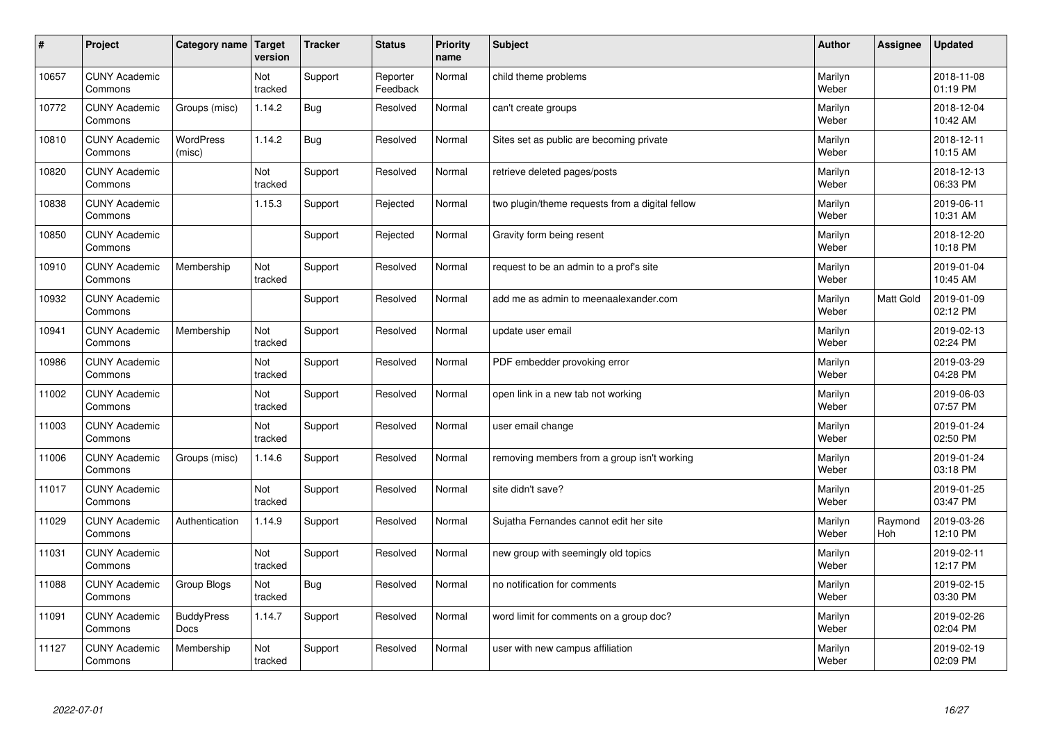| # | Project | Category name | Target version | Tracker | Status | Priority name | Subject | Author | Assignee | Updated |
|---|---|---|---|---|---|---|---|---|---|---|
| 10657 | CUNY Academic Commons | | Not tracked | Support | Reporter Feedback | Normal | child theme problems | Marilyn Weber | | 2018-11-08 01:19 PM |
| 10772 | CUNY Academic Commons | Groups (misc) | 1.14.2 | Bug | Resolved | Normal | can't create groups | Marilyn Weber | | 2018-12-04 10:42 AM |
| 10810 | CUNY Academic Commons | WordPress (misc) | 1.14.2 | Bug | Resolved | Normal | Sites set as public are becoming private | Marilyn Weber | | 2018-12-11 10:15 AM |
| 10820 | CUNY Academic Commons | | Not tracked | Support | Resolved | Normal | retrieve deleted pages/posts | Marilyn Weber | | 2018-12-13 06:33 PM |
| 10838 | CUNY Academic Commons | | 1.15.3 | Support | Rejected | Normal | two plugin/theme requests from a digital fellow | Marilyn Weber | | 2019-06-11 10:31 AM |
| 10850 | CUNY Academic Commons | | | Support | Rejected | Normal | Gravity form being resent | Marilyn Weber | | 2018-12-20 10:18 PM |
| 10910 | CUNY Academic Commons | Membership | Not tracked | Support | Resolved | Normal | request to be an admin to a prof's site | Marilyn Weber | | 2019-01-04 10:45 AM |
| 10932 | CUNY Academic Commons | | | Support | Resolved | Normal | add me as admin to meenaalexander.com | Marilyn Weber | Matt Gold | 2019-01-09 02:12 PM |
| 10941 | CUNY Academic Commons | Membership | Not tracked | Support | Resolved | Normal | update user email | Marilyn Weber | | 2019-02-13 02:24 PM |
| 10986 | CUNY Academic Commons | | Not tracked | Support | Resolved | Normal | PDF embedder provoking error | Marilyn Weber | | 2019-03-29 04:28 PM |
| 11002 | CUNY Academic Commons | | Not tracked | Support | Resolved | Normal | open link in a new tab not working | Marilyn Weber | | 2019-06-03 07:57 PM |
| 11003 | CUNY Academic Commons | | Not tracked | Support | Resolved | Normal | user email change | Marilyn Weber | | 2019-01-24 02:50 PM |
| 11006 | CUNY Academic Commons | Groups (misc) | 1.14.6 | Support | Resolved | Normal | removing members from a group isn't working | Marilyn Weber | | 2019-01-24 03:18 PM |
| 11017 | CUNY Academic Commons | | Not tracked | Support | Resolved | Normal | site didn't save? | Marilyn Weber | | 2019-01-25 03:47 PM |
| 11029 | CUNY Academic Commons | Authentication | 1.14.9 | Support | Resolved | Normal | Sujatha Fernandes cannot edit her site | Marilyn Weber | Raymond Hoh | 2019-03-26 12:10 PM |
| 11031 | CUNY Academic Commons | | Not tracked | Support | Resolved | Normal | new group with seemingly old topics | Marilyn Weber | | 2019-02-11 12:17 PM |
| 11088 | CUNY Academic Commons | Group Blogs | Not tracked | Bug | Resolved | Normal | no notification for comments | Marilyn Weber | | 2019-02-15 03:30 PM |
| 11091 | CUNY Academic Commons | BuddyPress Docs | 1.14.7 | Support | Resolved | Normal | word limit for comments on a group doc? | Marilyn Weber | | 2019-02-26 02:04 PM |
| 11127 | CUNY Academic Commons | Membership | Not tracked | Support | Resolved | Normal | user with new campus affiliation | Marilyn Weber | | 2019-02-19 02:09 PM |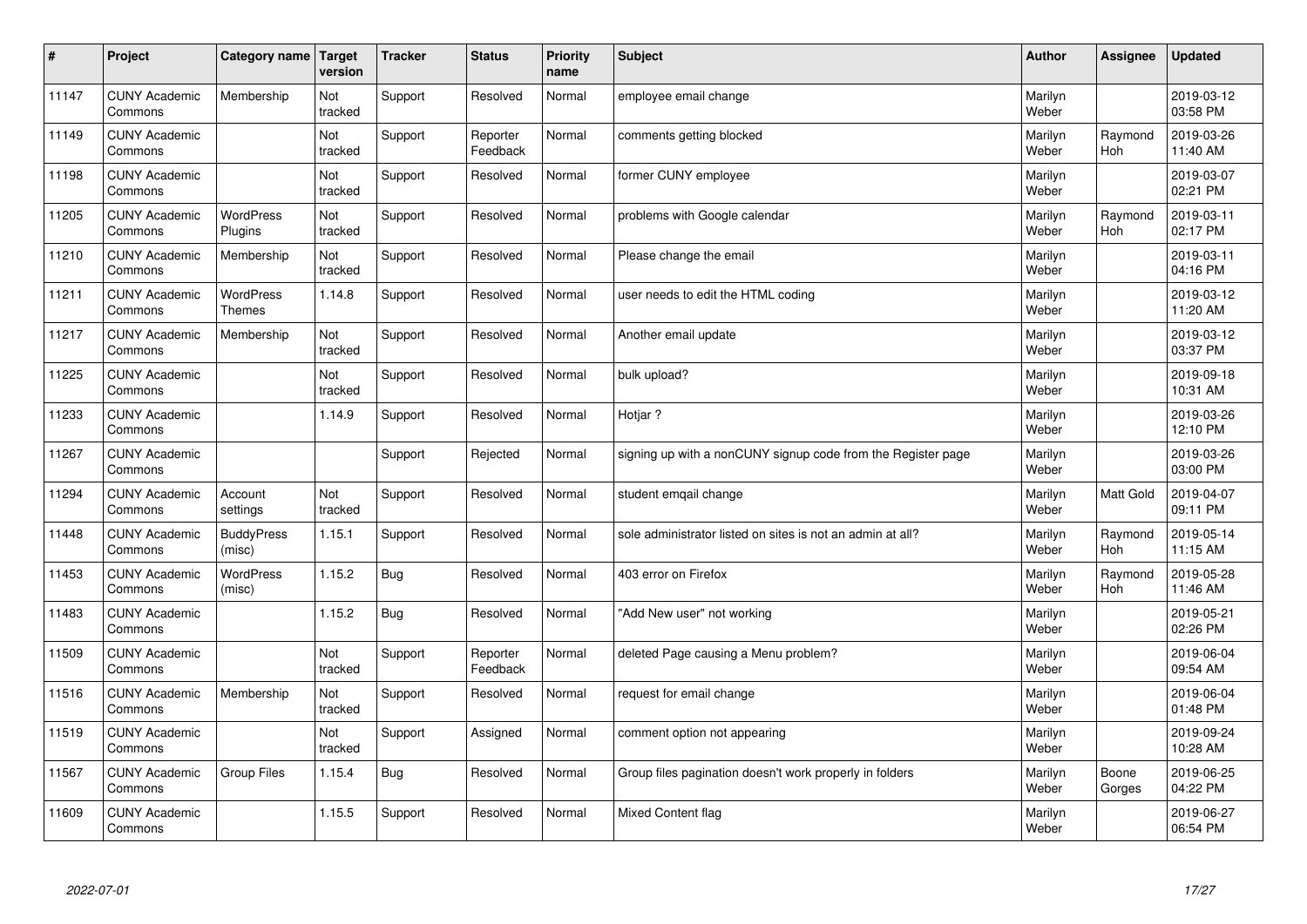| # | Project | Category name | Target version | Tracker | Status | Priority name | Subject | Author | Assignee | Updated |
|---|---|---|---|---|---|---|---|---|---|---|
| 11147 | CUNY Academic Commons | Membership | Not tracked | Support | Resolved | Normal | employee email change | Marilyn Weber | | 2019-03-12 03:58 PM |
| 11149 | CUNY Academic Commons | | Not tracked | Support | Reporter Feedback | Normal | comments getting blocked | Marilyn Weber | Raymond Hoh | 2019-03-26 11:40 AM |
| 11198 | CUNY Academic Commons | | Not tracked | Support | Resolved | Normal | former CUNY employee | Marilyn Weber | | 2019-03-07 02:21 PM |
| 11205 | CUNY Academic Commons | WordPress Plugins | Not tracked | Support | Resolved | Normal | problems with Google calendar | Marilyn Weber | Raymond Hoh | 2019-03-11 02:17 PM |
| 11210 | CUNY Academic Commons | Membership | Not tracked | Support | Resolved | Normal | Please change the email | Marilyn Weber | | 2019-03-11 04:16 PM |
| 11211 | CUNY Academic Commons | WordPress Themes | 1.14.8 | Support | Resolved | Normal | user needs to edit the HTML coding | Marilyn Weber | | 2019-03-12 11:20 AM |
| 11217 | CUNY Academic Commons | Membership | Not tracked | Support | Resolved | Normal | Another email update | Marilyn Weber | | 2019-03-12 03:37 PM |
| 11225 | CUNY Academic Commons | | Not tracked | Support | Resolved | Normal | bulk upload? | Marilyn Weber | | 2019-09-18 10:31 AM |
| 11233 | CUNY Academic Commons | | 1.14.9 | Support | Resolved | Normal | Hotjar ? | Marilyn Weber | | 2019-03-26 12:10 PM |
| 11267 | CUNY Academic Commons | | | Support | Rejected | Normal | signing up with a nonCUNY signup code from the Register page | Marilyn Weber | | 2019-03-26 03:00 PM |
| 11294 | CUNY Academic Commons | Account settings | Not tracked | Support | Resolved | Normal | student emqail change | Marilyn Weber | Matt Gold | 2019-04-07 09:11 PM |
| 11448 | CUNY Academic Commons | BuddyPress (misc) | 1.15.1 | Support | Resolved | Normal | sole administrator listed on sites is not an admin at all? | Marilyn Weber | Raymond Hoh | 2019-05-14 11:15 AM |
| 11453 | CUNY Academic Commons | WordPress (misc) | 1.15.2 | Bug | Resolved | Normal | 403 error on Firefox | Marilyn Weber | Raymond Hoh | 2019-05-28 11:46 AM |
| 11483 | CUNY Academic Commons | | 1.15.2 | Bug | Resolved | Normal | "Add New user" not working | Marilyn Weber | | 2019-05-21 02:26 PM |
| 11509 | CUNY Academic Commons | | Not tracked | Support | Reporter Feedback | Normal | deleted Page causing a Menu problem? | Marilyn Weber | | 2019-06-04 09:54 AM |
| 11516 | CUNY Academic Commons | Membership | Not tracked | Support | Resolved | Normal | request for email change | Marilyn Weber | | 2019-06-04 01:48 PM |
| 11519 | CUNY Academic Commons | | Not tracked | Support | Assigned | Normal | comment option not appearing | Marilyn Weber | | 2019-09-24 10:28 AM |
| 11567 | CUNY Academic Commons | Group Files | 1.15.4 | Bug | Resolved | Normal | Group files pagination doesn't work properly in folders | Marilyn Weber | Boone Gorges | 2019-06-25 04:22 PM |
| 11609 | CUNY Academic Commons | | 1.15.5 | Support | Resolved | Normal | Mixed Content flag | Marilyn Weber | | 2019-06-27 06:54 PM |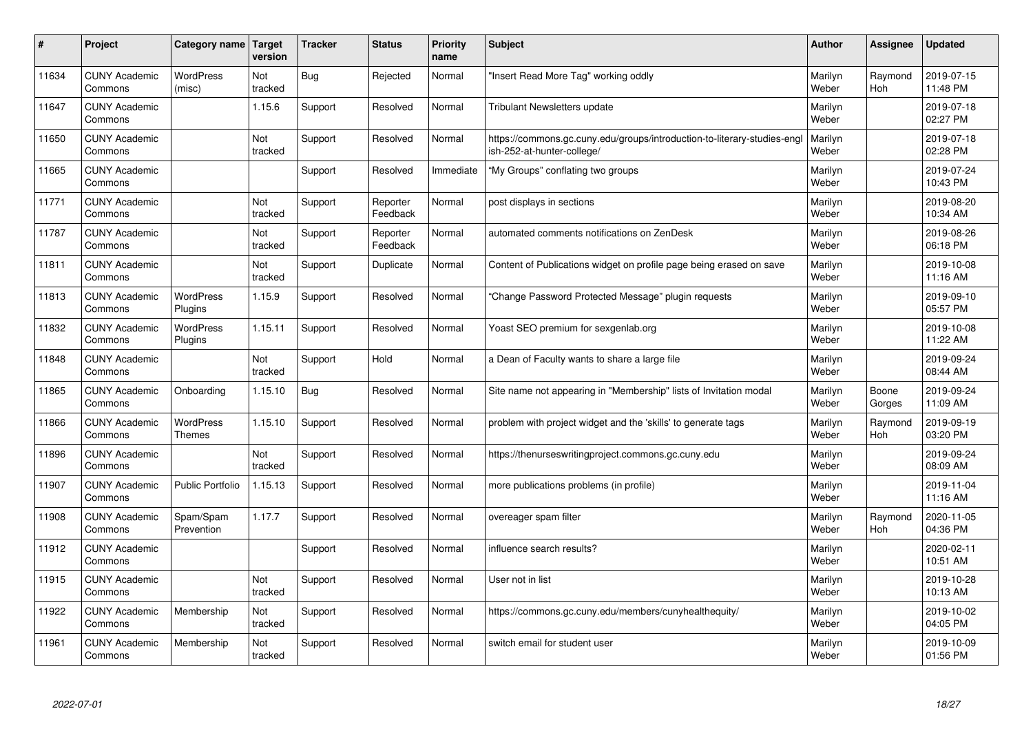| # | Project | Category name | Target version | Tracker | Status | Priority name | Subject | Author | Assignee | Updated |
|---|---|---|---|---|---|---|---|---|---|---|
| 11634 | CUNY Academic Commons | WordPress (misc) | Not tracked | Bug | Rejected | Normal | "Insert Read More Tag" working oddly | Marilyn Weber | Raymond Hoh | 2019-07-15 11:48 PM |
| 11647 | CUNY Academic Commons | | 1.15.6 | Support | Resolved | Normal | Tribulant Newsletters update | Marilyn Weber | | 2019-07-18 02:27 PM |
| 11650 | CUNY Academic Commons | | Not tracked | Support | Resolved | Normal | https://commons.gc.cuny.edu/groups/introduction-to-literary-studies-english-252-at-hunter-college/ | Marilyn Weber | | 2019-07-18 02:28 PM |
| 11665 | CUNY Academic Commons | | | Support | Resolved | Immediate | "My Groups" conflating two groups | Marilyn Weber | | 2019-07-24 10:43 PM |
| 11771 | CUNY Academic Commons | | Not tracked | Support | Reporter Feedback | Normal | post displays in sections | Marilyn Weber | | 2019-08-20 10:34 AM |
| 11787 | CUNY Academic Commons | | Not tracked | Support | Reporter Feedback | Normal | automated comments notifications on ZenDesk | Marilyn Weber | | 2019-08-26 06:18 PM |
| 11811 | CUNY Academic Commons | | Not tracked | Support | Duplicate | Normal | Content of Publications widget on profile page being erased on save | Marilyn Weber | | 2019-10-08 11:16 AM |
| 11813 | CUNY Academic Commons | WordPress Plugins | 1.15.9 | Support | Resolved | Normal | "Change Password Protected Message" plugin requests | Marilyn Weber | | 2019-09-10 05:57 PM |
| 11832 | CUNY Academic Commons | WordPress Plugins | 1.15.11 | Support | Resolved | Normal | Yoast SEO premium for sexgenlab.org | Marilyn Weber | | 2019-10-08 11:22 AM |
| 11848 | CUNY Academic Commons | | Not tracked | Support | Hold | Normal | a Dean of Faculty wants to share a large file | Marilyn Weber | | 2019-09-24 08:44 AM |
| 11865 | CUNY Academic Commons | Onboarding | 1.15.10 | Bug | Resolved | Normal | Site name not appearing in "Membership" lists of Invitation modal | Marilyn Weber | Boone Gorges | 2019-09-24 11:09 AM |
| 11866 | CUNY Academic Commons | WordPress Themes | 1.15.10 | Support | Resolved | Normal | problem with project widget and the 'skills' to generate tags | Marilyn Weber | Raymond Hoh | 2019-09-19 03:20 PM |
| 11896 | CUNY Academic Commons | | Not tracked | Support | Resolved | Normal | https://thenurseswritingproject.commons.gc.cuny.edu | Marilyn Weber | | 2019-09-24 08:09 AM |
| 11907 | CUNY Academic Commons | Public Portfolio | 1.15.13 | Support | Resolved | Normal | more publications problems (in profile) | Marilyn Weber | | 2019-11-04 11:16 AM |
| 11908 | CUNY Academic Commons | Spam/Spam Prevention | 1.17.7 | Support | Resolved | Normal | overeager spam filter | Marilyn Weber | Raymond Hoh | 2020-11-05 04:36 PM |
| 11912 | CUNY Academic Commons | | | Support | Resolved | Normal | influence search results? | Marilyn Weber | | 2020-02-11 10:51 AM |
| 11915 | CUNY Academic Commons | | Not tracked | Support | Resolved | Normal | User not in list | Marilyn Weber | | 2019-10-28 10:13 AM |
| 11922 | CUNY Academic Commons | Membership | Not tracked | Support | Resolved | Normal | https://commons.gc.cuny.edu/members/cunyhealthequity/ | Marilyn Weber | | 2019-10-02 04:05 PM |
| 11961 | CUNY Academic Commons | Membership | Not tracked | Support | Resolved | Normal | switch email for student user | Marilyn Weber | | 2019-10-09 01:56 PM |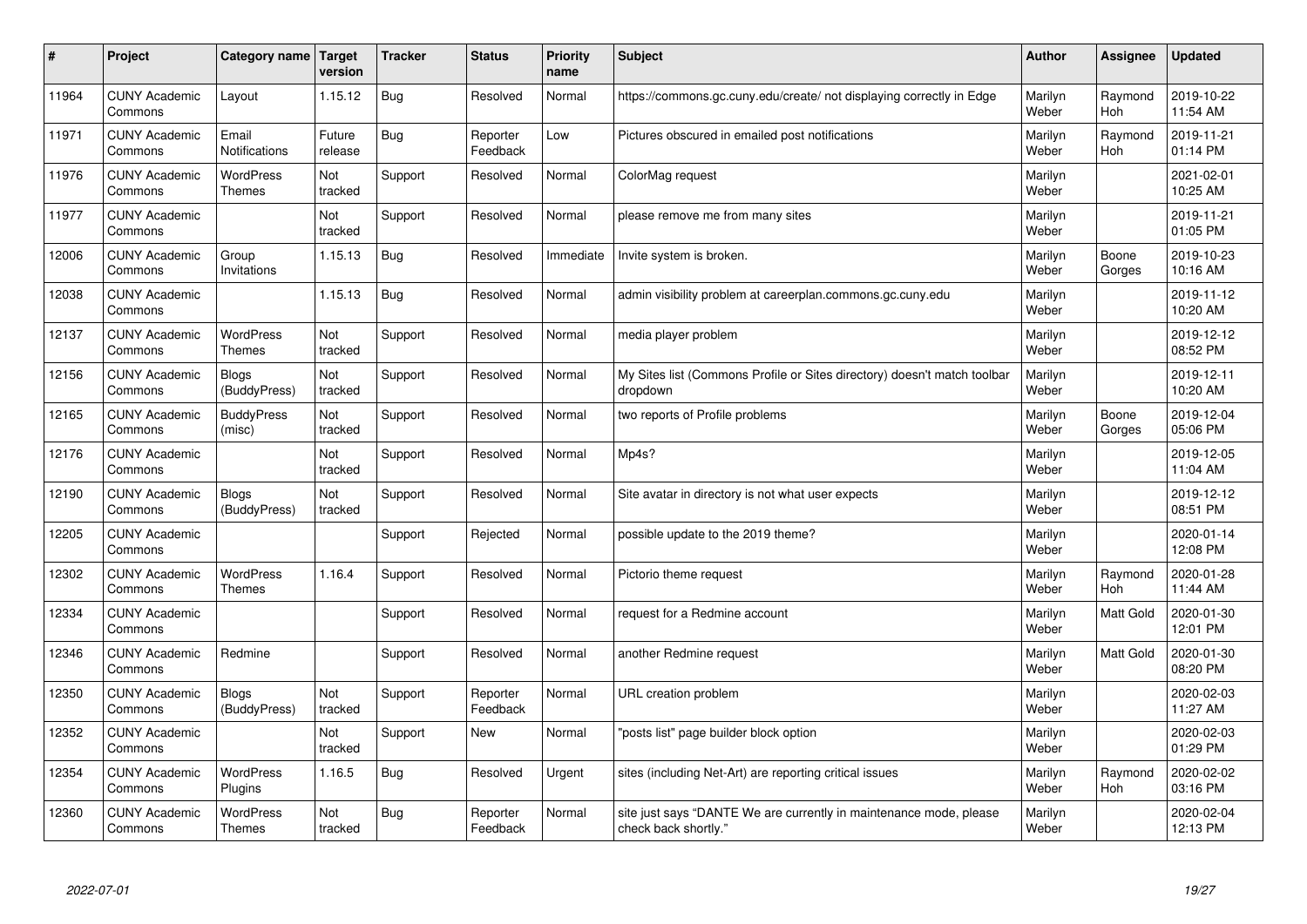| # | Project | Category name | Target version | Tracker | Status | Priority name | Subject | Author | Assignee | Updated |
|---|---|---|---|---|---|---|---|---|---|---|
| 11964 | CUNY Academic Commons | Layout | 1.15.12 | Bug | Resolved | Normal | https://commons.gc.cuny.edu/create/ not displaying correctly in Edge | Marilyn Weber | Raymond Hoh | 2019-10-22 11:54 AM |
| 11971 | CUNY Academic Commons | Email Notifications | Future release | Bug | Reporter Feedback | Low | Pictures obscured in emailed post notifications | Marilyn Weber | Raymond Hoh | 2019-11-21 01:14 PM |
| 11976 | CUNY Academic Commons | WordPress Themes | Not tracked | Support | Resolved | Normal | ColorMag request | Marilyn Weber | | 2021-02-01 10:25 AM |
| 11977 | CUNY Academic Commons | | Not tracked | Support | Resolved | Normal | please remove me from many sites | Marilyn Weber | | 2019-11-21 01:05 PM |
| 12006 | CUNY Academic Commons | Group Invitations | 1.15.13 | Bug | Resolved | Immediate | Invite system is broken. | Marilyn Weber | Boone Gorges | 2019-10-23 10:16 AM |
| 12038 | CUNY Academic Commons | | 1.15.13 | Bug | Resolved | Normal | admin visibility problem at careerplan.commons.gc.cuny.edu | Marilyn Weber | | 2019-11-12 10:20 AM |
| 12137 | CUNY Academic Commons | WordPress Themes | Not tracked | Support | Resolved | Normal | media player problem | Marilyn Weber | | 2019-12-12 08:52 PM |
| 12156 | CUNY Academic Commons | Blogs (BuddyPress) | Not tracked | Support | Resolved | Normal | My Sites list (Commons Profile or Sites directory) doesn't match toolbar dropdown | Marilyn Weber | | 2019-12-11 10:20 AM |
| 12165 | CUNY Academic Commons | BuddyPress (misc) | Not tracked | Support | Resolved | Normal | two reports of Profile problems | Marilyn Weber | Boone Gorges | 2019-12-04 05:06 PM |
| 12176 | CUNY Academic Commons | | Not tracked | Support | Resolved | Normal | Mp4s? | Marilyn Weber | | 2019-12-05 11:04 AM |
| 12190 | CUNY Academic Commons | Blogs (BuddyPress) | Not tracked | Support | Resolved | Normal | Site avatar in directory is not what user expects | Marilyn Weber | | 2019-12-12 08:51 PM |
| 12205 | CUNY Academic Commons | | | Support | Rejected | Normal | possible update to the 2019 theme? | Marilyn Weber | | 2020-01-14 12:08 PM |
| 12302 | CUNY Academic Commons | WordPress Themes | 1.16.4 | Support | Resolved | Normal | Pictorio theme request | Marilyn Weber | Raymond Hoh | 2020-01-28 11:44 AM |
| 12334 | CUNY Academic Commons | | | Support | Resolved | Normal | request for a Redmine account | Marilyn Weber | Matt Gold | 2020-01-30 12:01 PM |
| 12346 | CUNY Academic Commons | Redmine | | Support | Resolved | Normal | another Redmine request | Marilyn Weber | Matt Gold | 2020-01-30 08:20 PM |
| 12350 | CUNY Academic Commons | Blogs (BuddyPress) | Not tracked | Support | Reporter Feedback | Normal | URL creation problem | Marilyn Weber | | 2020-02-03 11:27 AM |
| 12352 | CUNY Academic Commons | | Not tracked | Support | New | Normal | "posts list" page builder block option | Marilyn Weber | | 2020-02-03 01:29 PM |
| 12354 | CUNY Academic Commons | WordPress Plugins | 1.16.5 | Bug | Resolved | Urgent | sites (including Net-Art) are reporting critical issues | Marilyn Weber | Raymond Hoh | 2020-02-02 03:16 PM |
| 12360 | CUNY Academic Commons | WordPress Themes | Not tracked | Bug | Reporter Feedback | Normal | site just says "DANTE We are currently in maintenance mode, please check back shortly." | Marilyn Weber | | 2020-02-04 12:13 PM |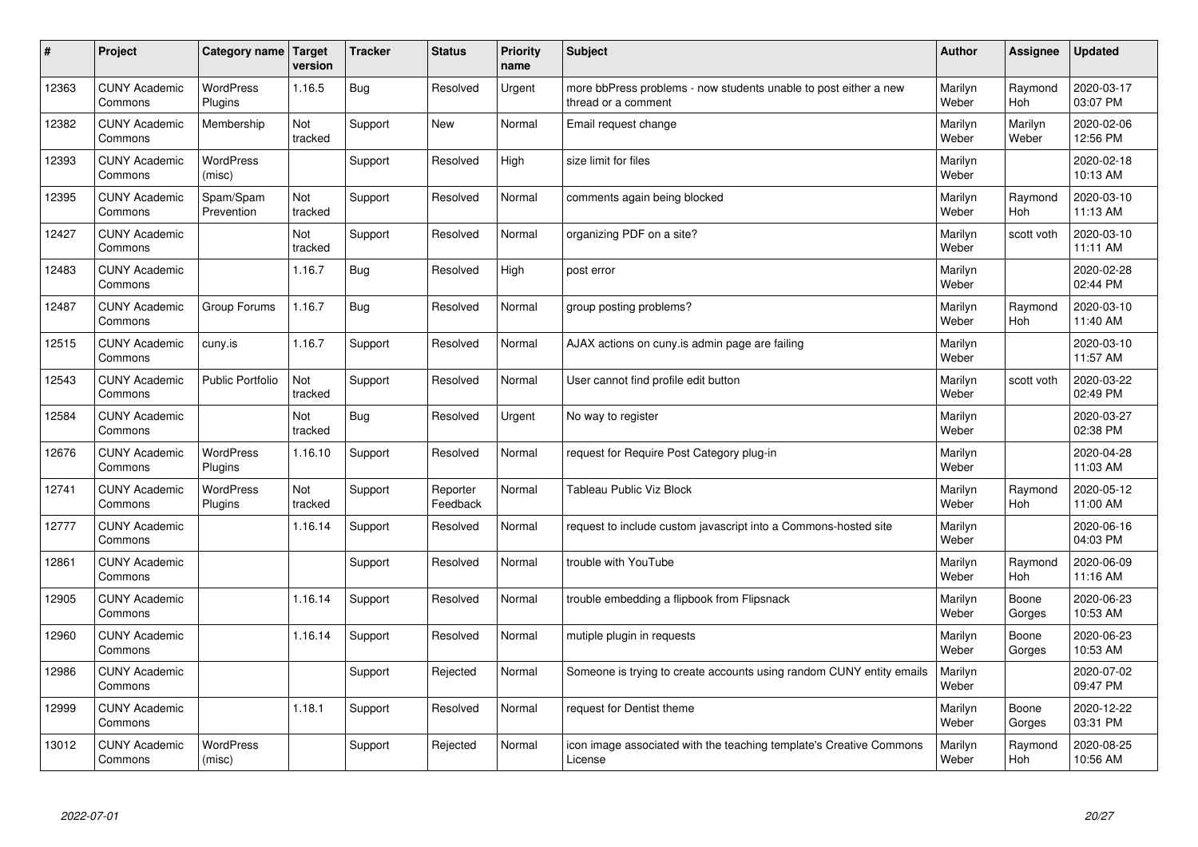| # | Project | Category name | Target version | Tracker | Status | Priority name | Subject | Author | Assignee | Updated |
|---|---|---|---|---|---|---|---|---|---|---|
| 12363 | CUNY Academic Commons | WordPress Plugins | 1.16.5 | Bug | Resolved | Urgent | more bbPress problems - now students unable to post either a new thread or a comment | Marilyn Weber | Raymond Hoh | 2020-03-17 03:07 PM |
| 12382 | CUNY Academic Commons | Membership | Not tracked | Support | New | Normal | Email request change | Marilyn Weber | Marilyn Weber | 2020-02-06 12:56 PM |
| 12393 | CUNY Academic Commons | WordPress (misc) | | Support | Resolved | High | size limit for files | Marilyn Weber | | 2020-02-18 10:13 AM |
| 12395 | CUNY Academic Commons | Spam/Spam Prevention | Not tracked | Support | Resolved | Normal | comments again being blocked | Marilyn Weber | Raymond Hoh | 2020-03-10 11:13 AM |
| 12427 | CUNY Academic Commons | | Not tracked | Support | Resolved | Normal | organizing PDF on a site? | Marilyn Weber | scott voth | 2020-03-10 11:11 AM |
| 12483 | CUNY Academic Commons | | 1.16.7 | Bug | Resolved | High | post error | Marilyn Weber | | 2020-02-28 02:44 PM |
| 12487 | CUNY Academic Commons | Group Forums | 1.16.7 | Bug | Resolved | Normal | group posting problems? | Marilyn Weber | Raymond Hoh | 2020-03-10 11:40 AM |
| 12515 | CUNY Academic Commons | cuny.is | 1.16.7 | Support | Resolved | Normal | AJAX actions on cuny.is admin page are failing | Marilyn Weber | | 2020-03-10 11:57 AM |
| 12543 | CUNY Academic Commons | Public Portfolio | Not tracked | Support | Resolved | Normal | User cannot find profile edit button | Marilyn Weber | scott voth | 2020-03-22 02:49 PM |
| 12584 | CUNY Academic Commons | | Not tracked | Bug | Resolved | Urgent | No way to register | Marilyn Weber | | 2020-03-27 02:38 PM |
| 12676 | CUNY Academic Commons | WordPress Plugins | 1.16.10 | Support | Resolved | Normal | request for Require Post Category plug-in | Marilyn Weber | | 2020-04-28 11:03 AM |
| 12741 | CUNY Academic Commons | WordPress Plugins | Not tracked | Support | Reporter Feedback | Normal | Tableau Public Viz Block | Marilyn Weber | Raymond Hoh | 2020-05-12 11:00 AM |
| 12777 | CUNY Academic Commons | | 1.16.14 | Support | Resolved | Normal | request to include custom javascript into a Commons-hosted site | Marilyn Weber | | 2020-06-16 04:03 PM |
| 12861 | CUNY Academic Commons | | | Support | Resolved | Normal | trouble with YouTube | Marilyn Weber | Raymond Hoh | 2020-06-09 11:16 AM |
| 12905 | CUNY Academic Commons | | 1.16.14 | Support | Resolved | Normal | trouble embedding a flipbook from Flipsnack | Marilyn Weber | Boone Gorges | 2020-06-23 10:53 AM |
| 12960 | CUNY Academic Commons | | 1.16.14 | Support | Resolved | Normal | mutiple plugin in requests | Marilyn Weber | Boone Gorges | 2020-06-23 10:53 AM |
| 12986 | CUNY Academic Commons | | | Support | Rejected | Normal | Someone is trying to create accounts using random CUNY entity emails | Marilyn Weber | | 2020-07-02 09:47 PM |
| 12999 | CUNY Academic Commons | | 1.18.1 | Support | Resolved | Normal | request for Dentist theme | Marilyn Weber | Boone Gorges | 2020-12-22 03:31 PM |
| 13012 | CUNY Academic Commons | WordPress (misc) | | Support | Rejected | Normal | icon image associated with the teaching template's Creative Commons License | Marilyn Weber | Raymond Hoh | 2020-08-25 10:56 AM |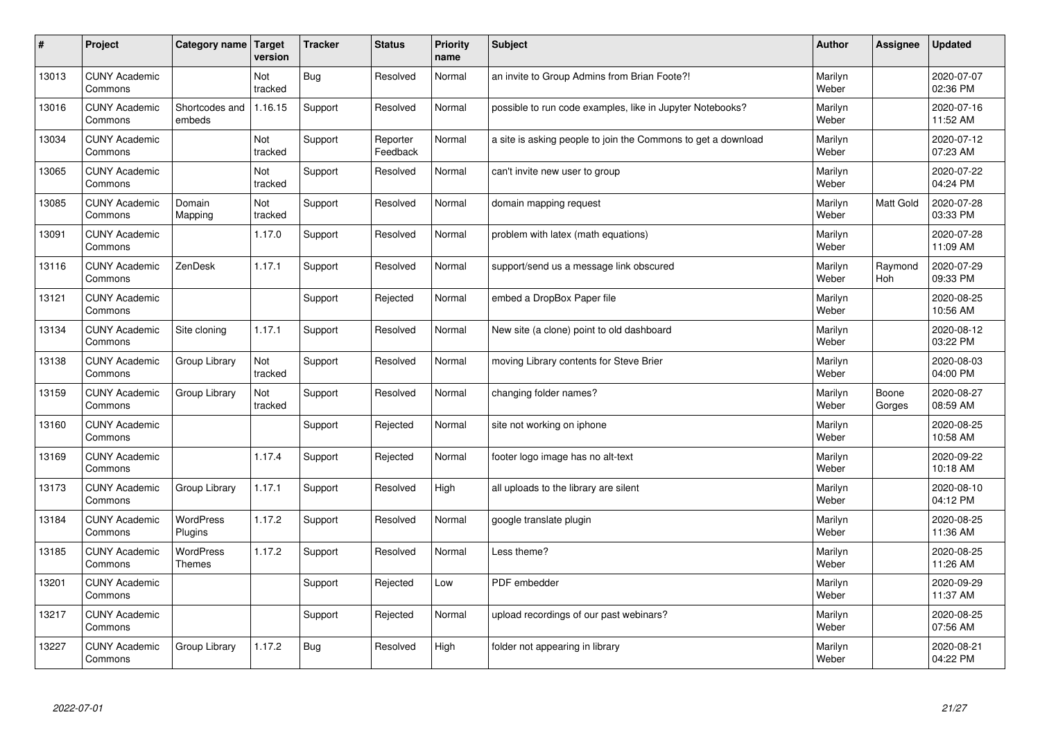| # | Project | Category name | Target version | Tracker | Status | Priority name | Subject | Author | Assignee | Updated |
|---|---|---|---|---|---|---|---|---|---|---|
| 13013 | CUNY Academic Commons | | Not tracked | Bug | Resolved | Normal | an invite to Group Admins from Brian Foote?! | Marilyn Weber | | 2020-07-07 02:36 PM |
| 13016 | CUNY Academic Commons | Shortcodes and embeds | 1.16.15 | Support | Resolved | Normal | possible to run code examples, like in Jupyter Notebooks? | Marilyn Weber | | 2020-07-16 11:52 AM |
| 13034 | CUNY Academic Commons | | Not tracked | Support | Reporter Feedback | Normal | a site is asking people to join the Commons to get a download | Marilyn Weber | | 2020-07-12 07:23 AM |
| 13065 | CUNY Academic Commons | | Not tracked | Support | Resolved | Normal | can't invite new user to group | Marilyn Weber | | 2020-07-22 04:24 PM |
| 13085 | CUNY Academic Commons | Domain Mapping | Not tracked | Support | Resolved | Normal | domain mapping request | Marilyn Weber | Matt Gold | 2020-07-28 03:33 PM |
| 13091 | CUNY Academic Commons | | 1.17.0 | Support | Resolved | Normal | problem with latex (math equations) | Marilyn Weber | | 2020-07-28 11:09 AM |
| 13116 | CUNY Academic Commons | ZenDesk | 1.17.1 | Support | Resolved | Normal | support/send us a message link obscured | Marilyn Weber | Raymond Hoh | 2020-07-29 09:33 PM |
| 13121 | CUNY Academic Commons | | | Support | Rejected | Normal | embed a DropBox Paper file | Marilyn Weber | | 2020-08-25 10:56 AM |
| 13134 | CUNY Academic Commons | Site cloning | 1.17.1 | Support | Resolved | Normal | New site (a clone) point to old dashboard | Marilyn Weber | | 2020-08-12 03:22 PM |
| 13138 | CUNY Academic Commons | Group Library | Not tracked | Support | Resolved | Normal | moving Library contents for Steve Brier | Marilyn Weber | | 2020-08-03 04:00 PM |
| 13159 | CUNY Academic Commons | Group Library | Not tracked | Support | Resolved | Normal | changing folder names? | Marilyn Weber | Boone Gorges | 2020-08-27 08:59 AM |
| 13160 | CUNY Academic Commons | | | Support | Rejected | Normal | site not working on iphone | Marilyn Weber | | 2020-08-25 10:58 AM |
| 13169 | CUNY Academic Commons | | 1.17.4 | Support | Rejected | Normal | footer logo image has no alt-text | Marilyn Weber | | 2020-09-22 10:18 AM |
| 13173 | CUNY Academic Commons | Group Library | 1.17.1 | Support | Resolved | High | all uploads to the library are silent | Marilyn Weber | | 2020-08-10 04:12 PM |
| 13184 | CUNY Academic Commons | WordPress Plugins | 1.17.2 | Support | Resolved | Normal | google translate plugin | Marilyn Weber | | 2020-08-25 11:36 AM |
| 13185 | CUNY Academic Commons | WordPress Themes | 1.17.2 | Support | Resolved | Normal | Less theme? | Marilyn Weber | | 2020-08-25 11:26 AM |
| 13201 | CUNY Academic Commons | | | Support | Rejected | Low | PDF embedder | Marilyn Weber | | 2020-09-29 11:37 AM |
| 13217 | CUNY Academic Commons | | | Support | Rejected | Normal | upload recordings of our past webinars? | Marilyn Weber | | 2020-08-25 07:56 AM |
| 13227 | CUNY Academic Commons | Group Library | 1.17.2 | Bug | Resolved | High | folder not appearing in library | Marilyn Weber | | 2020-08-21 04:22 PM |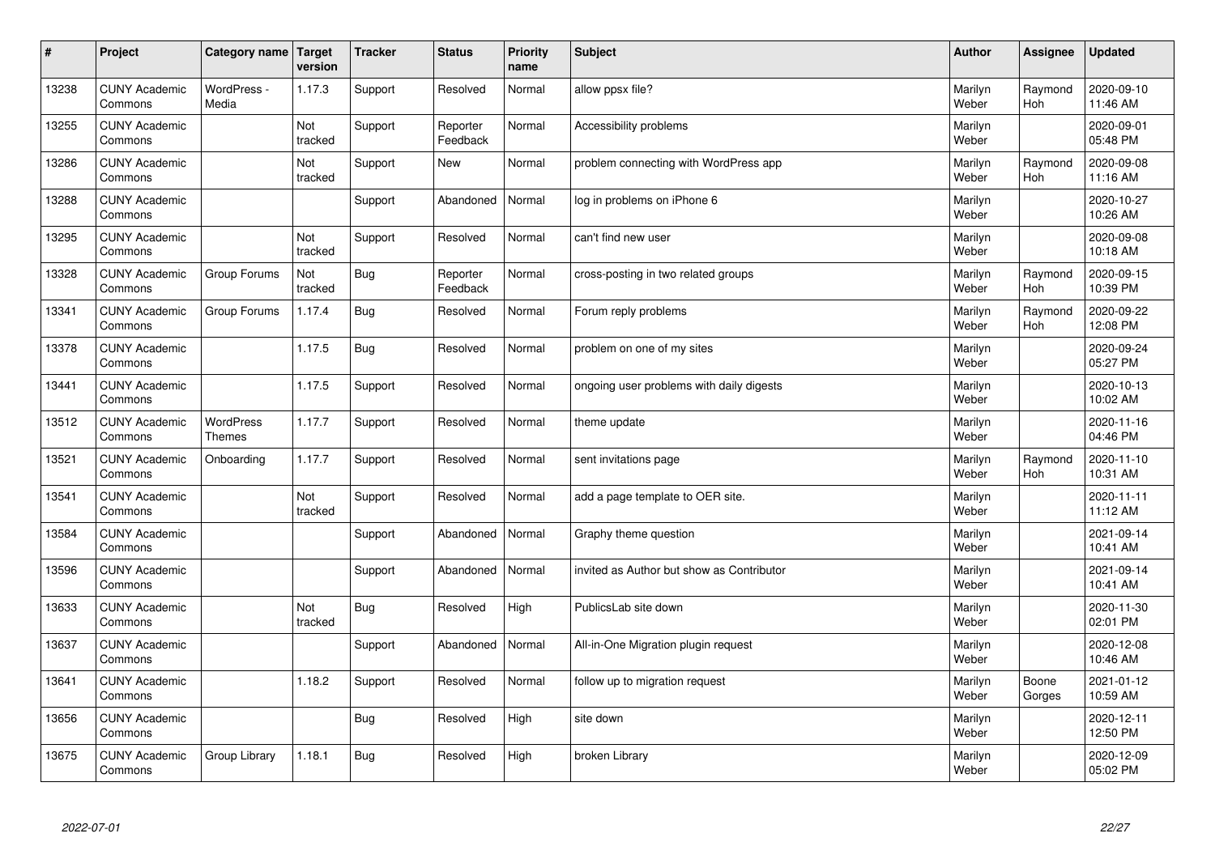| # | Project | Category name | Target version | Tracker | Status | Priority name | Subject | Author | Assignee | Updated |
|---|---|---|---|---|---|---|---|---|---|---|
| 13238 | CUNY Academic Commons | WordPress - Media | 1.17.3 | Support | Resolved | Normal | allow ppsx file? | Marilyn Weber | Raymond Hoh | 2020-09-10 11:46 AM |
| 13255 | CUNY Academic Commons | | Not tracked | Support | Reporter Feedback | Normal | Accessibility problems | Marilyn Weber | | 2020-09-01 05:48 PM |
| 13286 | CUNY Academic Commons | | Not tracked | Support | New | Normal | problem connecting with WordPress app | Marilyn Weber | Raymond Hoh | 2020-09-08 11:16 AM |
| 13288 | CUNY Academic Commons | | | Support | Abandoned | Normal | log in problems on iPhone 6 | Marilyn Weber | | 2020-10-27 10:26 AM |
| 13295 | CUNY Academic Commons | | Not tracked | Support | Resolved | Normal | can't find new user | Marilyn Weber | | 2020-09-08 10:18 AM |
| 13328 | CUNY Academic Commons | Group Forums | Not tracked | Bug | Reporter Feedback | Normal | cross-posting in two related groups | Marilyn Weber | Raymond Hoh | 2020-09-15 10:39 PM |
| 13341 | CUNY Academic Commons | Group Forums | 1.17.4 | Bug | Resolved | Normal | Forum reply problems | Marilyn Weber | Raymond Hoh | 2020-09-22 12:08 PM |
| 13378 | CUNY Academic Commons | | 1.17.5 | Bug | Resolved | Normal | problem on one of my sites | Marilyn Weber | | 2020-09-24 05:27 PM |
| 13441 | CUNY Academic Commons | | 1.17.5 | Support | Resolved | Normal | ongoing user problems with daily digests | Marilyn Weber | | 2020-10-13 10:02 AM |
| 13512 | CUNY Academic Commons | WordPress Themes | 1.17.7 | Support | Resolved | Normal | theme update | Marilyn Weber | | 2020-11-16 04:46 PM |
| 13521 | CUNY Academic Commons | Onboarding | 1.17.7 | Support | Resolved | Normal | sent invitations page | Marilyn Weber | Raymond Hoh | 2020-11-10 10:31 AM |
| 13541 | CUNY Academic Commons | | Not tracked | Support | Resolved | Normal | add a page template to OER site. | Marilyn Weber | | 2020-11-11 11:12 AM |
| 13584 | CUNY Academic Commons | | | Support | Abandoned | Normal | Graphy theme question | Marilyn Weber | | 2021-09-14 10:41 AM |
| 13596 | CUNY Academic Commons | | | Support | Abandoned | Normal | invited as Author but show as Contributor | Marilyn Weber | | 2021-09-14 10:41 AM |
| 13633 | CUNY Academic Commons | | Not tracked | Bug | Resolved | High | PublicsLab site down | Marilyn Weber | | 2020-11-30 02:01 PM |
| 13637 | CUNY Academic Commons | | | Support | Abandoned | Normal | All-in-One Migration plugin request | Marilyn Weber | | 2020-12-08 10:46 AM |
| 13641 | CUNY Academic Commons | | 1.18.2 | Support | Resolved | Normal | follow up to migration request | Marilyn Weber | Boone Gorges | 2021-01-12 10:59 AM |
| 13656 | CUNY Academic Commons | | | Bug | Resolved | High | site down | Marilyn Weber | | 2020-12-11 12:50 PM |
| 13675 | CUNY Academic Commons | Group Library | 1.18.1 | Bug | Resolved | High | broken Library | Marilyn Weber | | 2020-12-09 05:02 PM |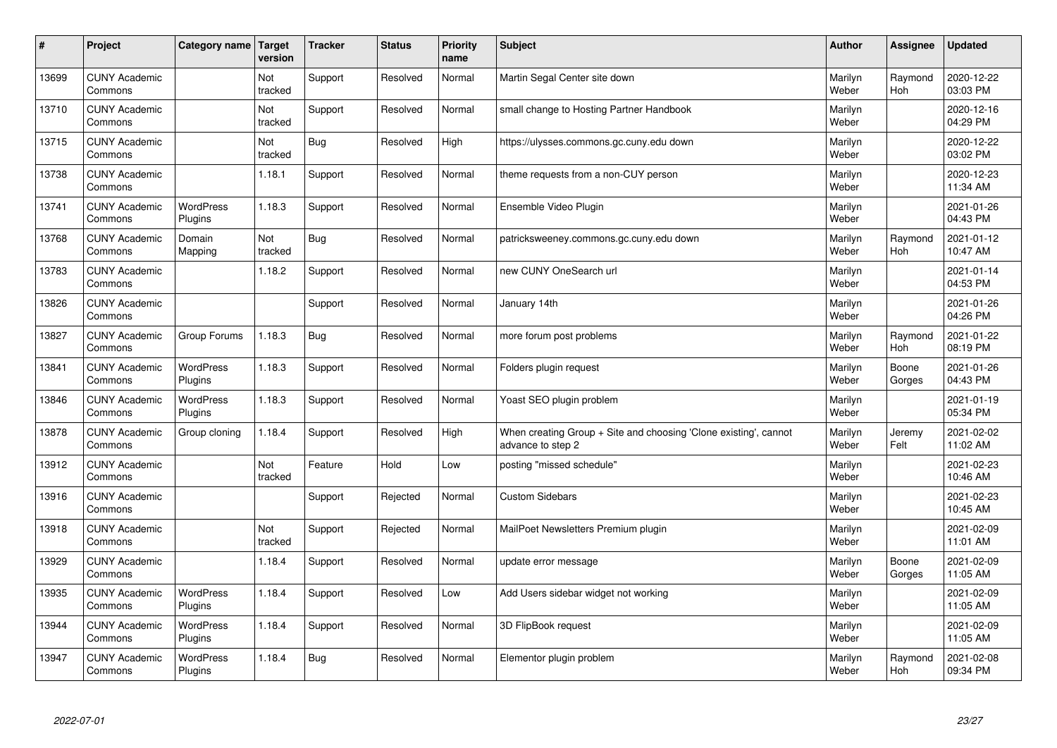| # | Project | Category name | Target version | Tracker | Status | Priority name | Subject | Author | Assignee | Updated |
|---|---|---|---|---|---|---|---|---|---|---|
| 13699 | CUNY Academic Commons | | Not tracked | Support | Resolved | Normal | Martin Segal Center site down | Marilyn Weber | Raymond Hoh | 2020-12-22 03:03 PM |
| 13710 | CUNY Academic Commons | | Not tracked | Support | Resolved | Normal | small change to Hosting Partner Handbook | Marilyn Weber | | 2020-12-16 04:29 PM |
| 13715 | CUNY Academic Commons | | Not tracked | Bug | Resolved | High | https://ulysses.commons.gc.cuny.edu down | Marilyn Weber | | 2020-12-22 03:02 PM |
| 13738 | CUNY Academic Commons | | 1.18.1 | Support | Resolved | Normal | theme requests from a non-CUY person | Marilyn Weber | | 2020-12-23 11:34 AM |
| 13741 | CUNY Academic Commons | WordPress Plugins | 1.18.3 | Support | Resolved | Normal | Ensemble Video Plugin | Marilyn Weber | | 2021-01-26 04:43 PM |
| 13768 | CUNY Academic Commons | Domain Mapping | Not tracked | Bug | Resolved | Normal | patricksweeney.commons.gc.cuny.edu down | Marilyn Weber | Raymond Hoh | 2021-01-12 10:47 AM |
| 13783 | CUNY Academic Commons | | 1.18.2 | Support | Resolved | Normal | new CUNY OneSearch url | Marilyn Weber | | 2021-01-14 04:53 PM |
| 13826 | CUNY Academic Commons | | | Support | Resolved | Normal | January 14th | Marilyn Weber | | 2021-01-26 04:26 PM |
| 13827 | CUNY Academic Commons | Group Forums | 1.18.3 | Bug | Resolved | Normal | more forum post problems | Marilyn Weber | Raymond Hoh | 2021-01-22 08:19 PM |
| 13841 | CUNY Academic Commons | WordPress Plugins | 1.18.3 | Support | Resolved | Normal | Folders plugin request | Marilyn Weber | Boone Gorges | 2021-01-26 04:43 PM |
| 13846 | CUNY Academic Commons | WordPress Plugins | 1.18.3 | Support | Resolved | Normal | Yoast SEO plugin problem | Marilyn Weber | | 2021-01-19 05:34 PM |
| 13878 | CUNY Academic Commons | Group cloning | 1.18.4 | Support | Resolved | High | When creating Group + Site and choosing 'Clone existing', cannot advance to step 2 | Marilyn Weber | Jeremy Felt | 2021-02-02 11:02 AM |
| 13912 | CUNY Academic Commons | | Not tracked | Feature | Hold | Low | posting "missed schedule" | Marilyn Weber | | 2021-02-23 10:46 AM |
| 13916 | CUNY Academic Commons | | | Support | Rejected | Normal | Custom Sidebars | Marilyn Weber | | 2021-02-23 10:45 AM |
| 13918 | CUNY Academic Commons | | Not tracked | Support | Rejected | Normal | MailPoet Newsletters Premium plugin | Marilyn Weber | | 2021-02-09 11:01 AM |
| 13929 | CUNY Academic Commons | | 1.18.4 | Support | Resolved | Normal | update error message | Marilyn Weber | Boone Gorges | 2021-02-09 11:05 AM |
| 13935 | CUNY Academic Commons | WordPress Plugins | 1.18.4 | Support | Resolved | Low | Add Users sidebar widget not working | Marilyn Weber | | 2021-02-09 11:05 AM |
| 13944 | CUNY Academic Commons | WordPress Plugins | 1.18.4 | Support | Resolved | Normal | 3D FlipBook request | Marilyn Weber | | 2021-02-09 11:05 AM |
| 13947 | CUNY Academic Commons | WordPress Plugins | 1.18.4 | Bug | Resolved | Normal | Elementor plugin problem | Marilyn Weber | Raymond Hoh | 2021-02-08 09:34 PM |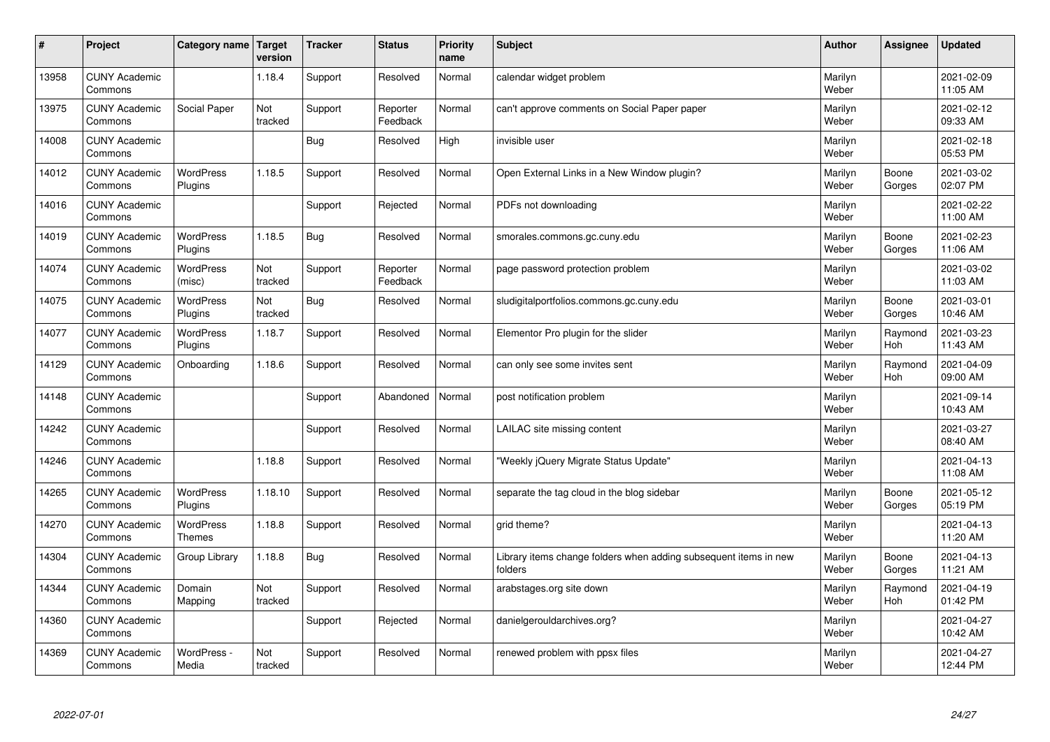| # | Project | Category name | Target version | Tracker | Status | Priority name | Subject | Author | Assignee | Updated |
|---|---|---|---|---|---|---|---|---|---|---|
| 13958 | CUNY Academic Commons | | 1.18.4 | Support | Resolved | Normal | calendar widget problem | Marilyn Weber | | 2021-02-09 11:05 AM |
| 13975 | CUNY Academic Commons | Social Paper | Not tracked | Support | Reporter Feedback | Normal | can't approve comments on Social Paper paper | Marilyn Weber | | 2021-02-12 09:33 AM |
| 14008 | CUNY Academic Commons | | | Bug | Resolved | High | invisible user | Marilyn Weber | | 2021-02-18 05:53 PM |
| 14012 | CUNY Academic Commons | WordPress Plugins | 1.18.5 | Support | Resolved | Normal | Open External Links in a New Window plugin? | Marilyn Weber | Boone Gorges | 2021-03-02 02:07 PM |
| 14016 | CUNY Academic Commons | | | Support | Rejected | Normal | PDFs not downloading | Marilyn Weber | | 2021-02-22 11:00 AM |
| 14019 | CUNY Academic Commons | WordPress Plugins | 1.18.5 | Bug | Resolved | Normal | smorales.commons.gc.cuny.edu | Marilyn Weber | Boone Gorges | 2021-02-23 11:06 AM |
| 14074 | CUNY Academic Commons | WordPress (misc) | Not tracked | Support | Reporter Feedback | Normal | page password protection problem | Marilyn Weber | | 2021-03-02 11:03 AM |
| 14075 | CUNY Academic Commons | WordPress Plugins | Not tracked | Bug | Resolved | Normal | sludigitalportfolios.commons.gc.cuny.edu | Marilyn Weber | Boone Gorges | 2021-03-01 10:46 AM |
| 14077 | CUNY Academic Commons | WordPress Plugins | 1.18.7 | Support | Resolved | Normal | Elementor Pro plugin for the slider | Marilyn Weber | Raymond Hoh | 2021-03-23 11:43 AM |
| 14129 | CUNY Academic Commons | Onboarding | 1.18.6 | Support | Resolved | Normal | can only see some invites sent | Marilyn Weber | Raymond Hoh | 2021-04-09 09:00 AM |
| 14148 | CUNY Academic Commons | | | Support | Abandoned | Normal | post notification problem | Marilyn Weber | | 2021-09-14 10:43 AM |
| 14242 | CUNY Academic Commons | | | Support | Resolved | Normal | LAILAC site missing content | Marilyn Weber | | 2021-03-27 08:40 AM |
| 14246 | CUNY Academic Commons | | 1.18.8 | Support | Resolved | Normal | "Weekly jQuery Migrate Status Update" | Marilyn Weber | | 2021-04-13 11:08 AM |
| 14265 | CUNY Academic Commons | WordPress Plugins | 1.18.10 | Support | Resolved | Normal | separate the tag cloud in the blog sidebar | Marilyn Weber | Boone Gorges | 2021-05-12 05:19 PM |
| 14270 | CUNY Academic Commons | WordPress Themes | 1.18.8 | Support | Resolved | Normal | grid theme? | Marilyn Weber | | 2021-04-13 11:20 AM |
| 14304 | CUNY Academic Commons | Group Library | 1.18.8 | Bug | Resolved | Normal | Library items change folders when adding subsequent items in new folders | Marilyn Weber | Boone Gorges | 2021-04-13 11:21 AM |
| 14344 | CUNY Academic Commons | Domain Mapping | Not tracked | Support | Resolved | Normal | arabstages.org site down | Marilyn Weber | Raymond Hoh | 2021-04-19 01:42 PM |
| 14360 | CUNY Academic Commons | | | Support | Rejected | Normal | danielgerouldarchives.org? | Marilyn Weber | | 2021-04-27 10:42 AM |
| 14369 | CUNY Academic Commons | WordPress - Media | Not tracked | Support | Resolved | Normal | renewed problem with ppsx files | Marilyn Weber | | 2021-04-27 12:44 PM |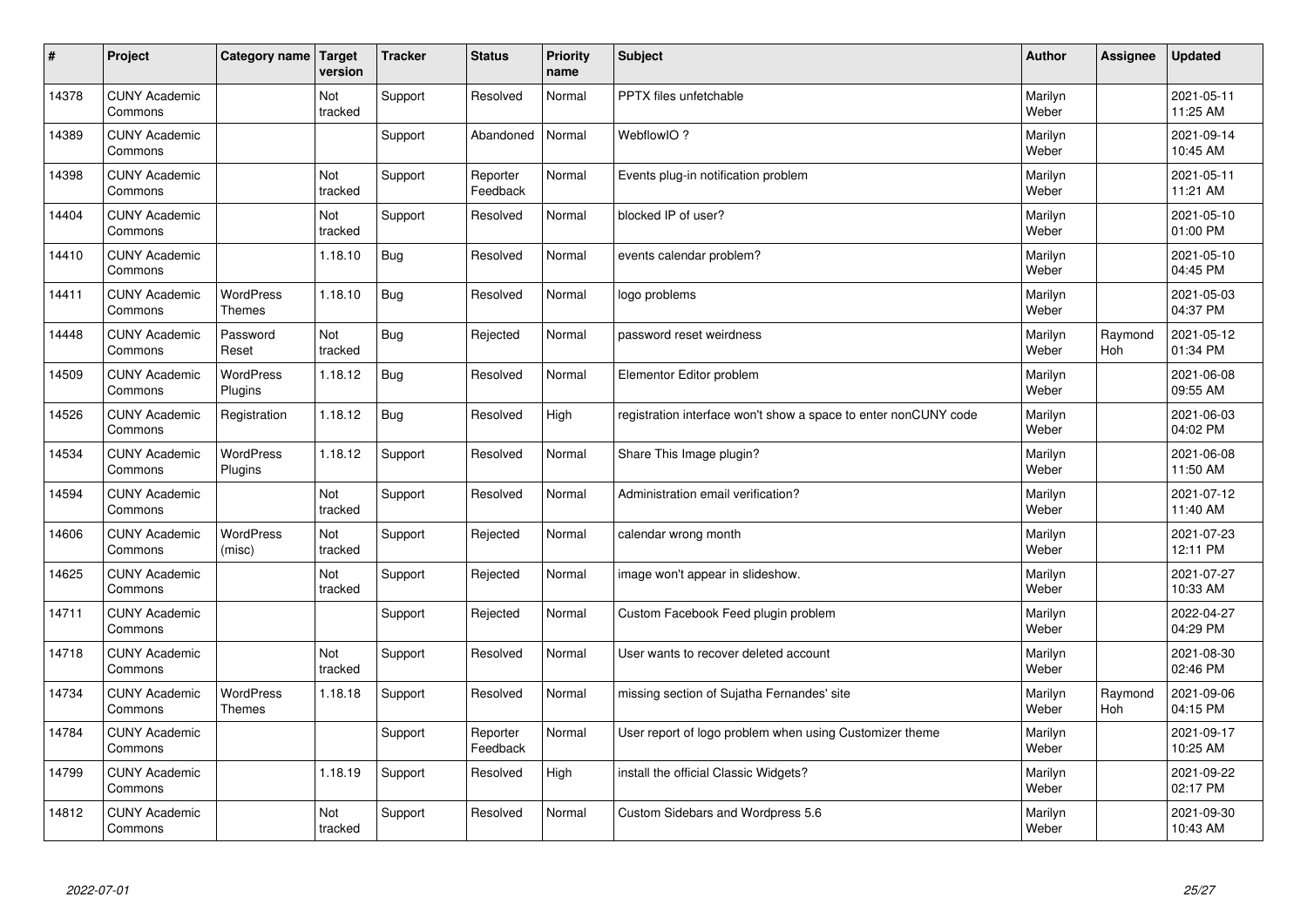| # | Project | Category name | Target version | Tracker | Status | Priority name | Subject | Author | Assignee | Updated |
|---|---|---|---|---|---|---|---|---|---|---|
| 14378 | CUNY Academic Commons | | Not tracked | Support | Resolved | Normal | PPTX files unfetchable | Marilyn Weber | | 2021-05-11 11:25 AM |
| 14389 | CUNY Academic Commons | | | Support | Abandoned | Normal | WebflowIO ? | Marilyn Weber | | 2021-09-14 10:45 AM |
| 14398 | CUNY Academic Commons | | Not tracked | Support | Reporter Feedback | Normal | Events plug-in notification problem | Marilyn Weber | | 2021-05-11 11:21 AM |
| 14404 | CUNY Academic Commons | | Not tracked | Support | Resolved | Normal | blocked IP of user? | Marilyn Weber | | 2021-05-10 01:00 PM |
| 14410 | CUNY Academic Commons | | 1.18.10 | Bug | Resolved | Normal | events calendar problem? | Marilyn Weber | | 2021-05-10 04:45 PM |
| 14411 | CUNY Academic Commons | WordPress Themes | 1.18.10 | Bug | Resolved | Normal | logo problems | Marilyn Weber | | 2021-05-03 04:37 PM |
| 14448 | CUNY Academic Commons | Password Reset | Not tracked | Bug | Rejected | Normal | password reset weirdness | Marilyn Weber | Raymond Hoh | 2021-05-12 01:34 PM |
| 14509 | CUNY Academic Commons | WordPress Plugins | 1.18.12 | Bug | Resolved | Normal | Elementor Editor problem | Marilyn Weber | | 2021-06-08 09:55 AM |
| 14526 | CUNY Academic Commons | Registration | 1.18.12 | Bug | Resolved | High | registration interface won't show a space to enter nonCUNY code | Marilyn Weber | | 2021-06-03 04:02 PM |
| 14534 | CUNY Academic Commons | WordPress Plugins | 1.18.12 | Support | Resolved | Normal | Share This Image plugin? | Marilyn Weber | | 2021-06-08 11:50 AM |
| 14594 | CUNY Academic Commons | | Not tracked | Support | Resolved | Normal | Administration email verification? | Marilyn Weber | | 2021-07-12 11:40 AM |
| 14606 | CUNY Academic Commons | WordPress (misc) | Not tracked | Support | Rejected | Normal | calendar wrong month | Marilyn Weber | | 2021-07-23 12:11 PM |
| 14625 | CUNY Academic Commons | | Not tracked | Support | Rejected | Normal | image won't appear in slideshow. | Marilyn Weber | | 2021-07-27 10:33 AM |
| 14711 | CUNY Academic Commons | | | Support | Rejected | Normal | Custom Facebook Feed plugin problem | Marilyn Weber | | 2022-04-27 04:29 PM |
| 14718 | CUNY Academic Commons | | Not tracked | Support | Resolved | Normal | User wants to recover deleted account | Marilyn Weber | | 2021-08-30 02:46 PM |
| 14734 | CUNY Academic Commons | WordPress Themes | 1.18.18 | Support | Resolved | Normal | missing section of Sujatha Fernandes' site | Marilyn Weber | Raymond Hoh | 2021-09-06 04:15 PM |
| 14784 | CUNY Academic Commons | | | Support | Reporter Feedback | Normal | User report of logo problem when using Customizer theme | Marilyn Weber | | 2021-09-17 10:25 AM |
| 14799 | CUNY Academic Commons | | 1.18.19 | Support | Resolved | High | install the official Classic Widgets? | Marilyn Weber | | 2021-09-22 02:17 PM |
| 14812 | CUNY Academic Commons | | Not tracked | Support | Resolved | Normal | Custom Sidebars and Wordpress 5.6 | Marilyn Weber | | 2021-09-30 10:43 AM |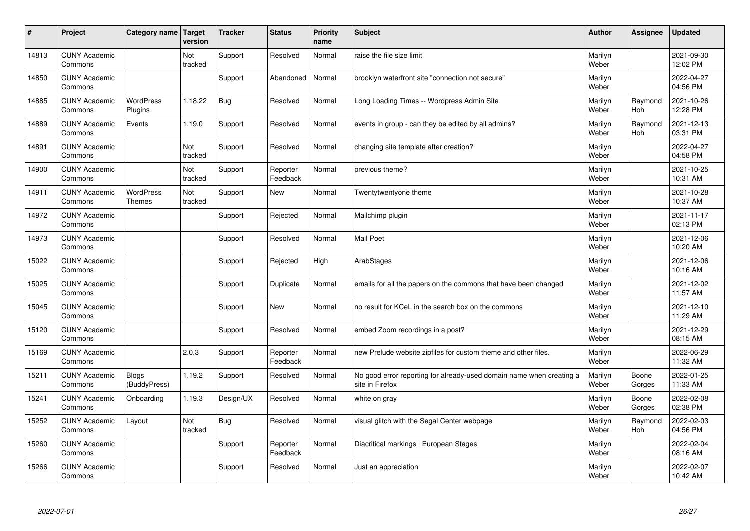| # | Project | Category name | Target version | Tracker | Status | Priority name | Subject | Author | Assignee | Updated |
|---|---|---|---|---|---|---|---|---|---|---|
| 14813 | CUNY Academic Commons | | Not tracked | Support | Resolved | Normal | raise the file size limit | Marilyn Weber | | 2021-09-30 12:02 PM |
| 14850 | CUNY Academic Commons | | | Support | Abandoned | Normal | brooklyn waterfront site "connection not secure" | Marilyn Weber | | 2022-04-27 04:56 PM |
| 14885 | CUNY Academic Commons | WordPress Plugins | 1.18.22 | Bug | Resolved | Normal | Long Loading Times -- Wordpress Admin Site | Marilyn Weber | Raymond Hoh | 2021-10-26 12:28 PM |
| 14889 | CUNY Academic Commons | Events | 1.19.0 | Support | Resolved | Normal | events in group - can they be edited by all admins? | Marilyn Weber | Raymond Hoh | 2021-12-13 03:31 PM |
| 14891 | CUNY Academic Commons | | Not tracked | Support | Resolved | Normal | changing site template after creation? | Marilyn Weber | | 2022-04-27 04:58 PM |
| 14900 | CUNY Academic Commons | | Not tracked | Support | Reporter Feedback | Normal | previous theme? | Marilyn Weber | | 2021-10-25 10:31 AM |
| 14911 | CUNY Academic Commons | WordPress Themes | Not tracked | Support | New | Normal | Twentytwentyone theme | Marilyn Weber | | 2021-10-28 10:37 AM |
| 14972 | CUNY Academic Commons | | | Support | Rejected | Normal | Mailchimp plugin | Marilyn Weber | | 2021-11-17 02:13 PM |
| 14973 | CUNY Academic Commons | | | Support | Resolved | Normal | Mail Poet | Marilyn Weber | | 2021-12-06 10:20 AM |
| 15022 | CUNY Academic Commons | | | Support | Rejected | High | ArabStages | Marilyn Weber | | 2021-12-06 10:16 AM |
| 15025 | CUNY Academic Commons | | | Support | Duplicate | Normal | emails for all the papers on the commons that have been changed | Marilyn Weber | | 2021-12-02 11:57 AM |
| 15045 | CUNY Academic Commons | | | Support | New | Normal | no result for KCeL in the search box on the commons | Marilyn Weber | | 2021-12-10 11:29 AM |
| 15120 | CUNY Academic Commons | | | Support | Resolved | Normal | embed Zoom recordings in a post? | Marilyn Weber | | 2021-12-29 08:15 AM |
| 15169 | CUNY Academic Commons | | 2.0.3 | Support | Reporter Feedback | Normal | new Prelude website zipfiles for custom theme and other files. | Marilyn Weber | | 2022-06-29 11:32 AM |
| 15211 | CUNY Academic Commons | Blogs (BuddyPress) | 1.19.2 | Support | Resolved | Normal | No good error reporting for already-used domain name when creating a site in Firefox | Marilyn Weber | Boone Gorges | 2022-01-25 11:33 AM |
| 15241 | CUNY Academic Commons | Onboarding | 1.19.3 | Design/UX | Resolved | Normal | white on gray | Marilyn Weber | Boone Gorges | 2022-02-08 02:38 PM |
| 15252 | CUNY Academic Commons | Layout | Not tracked | Bug | Resolved | Normal | visual glitch with the Segal Center webpage | Marilyn Weber | Raymond Hoh | 2022-02-03 04:56 PM |
| 15260 | CUNY Academic Commons | | | Support | Reporter Feedback | Normal | Diacritical markings \| European Stages | Marilyn Weber | | 2022-02-04 08:16 AM |
| 15266 | CUNY Academic Commons | | | Support | Resolved | Normal | Just an appreciation | Marilyn Weber | | 2022-02-07 10:42 AM |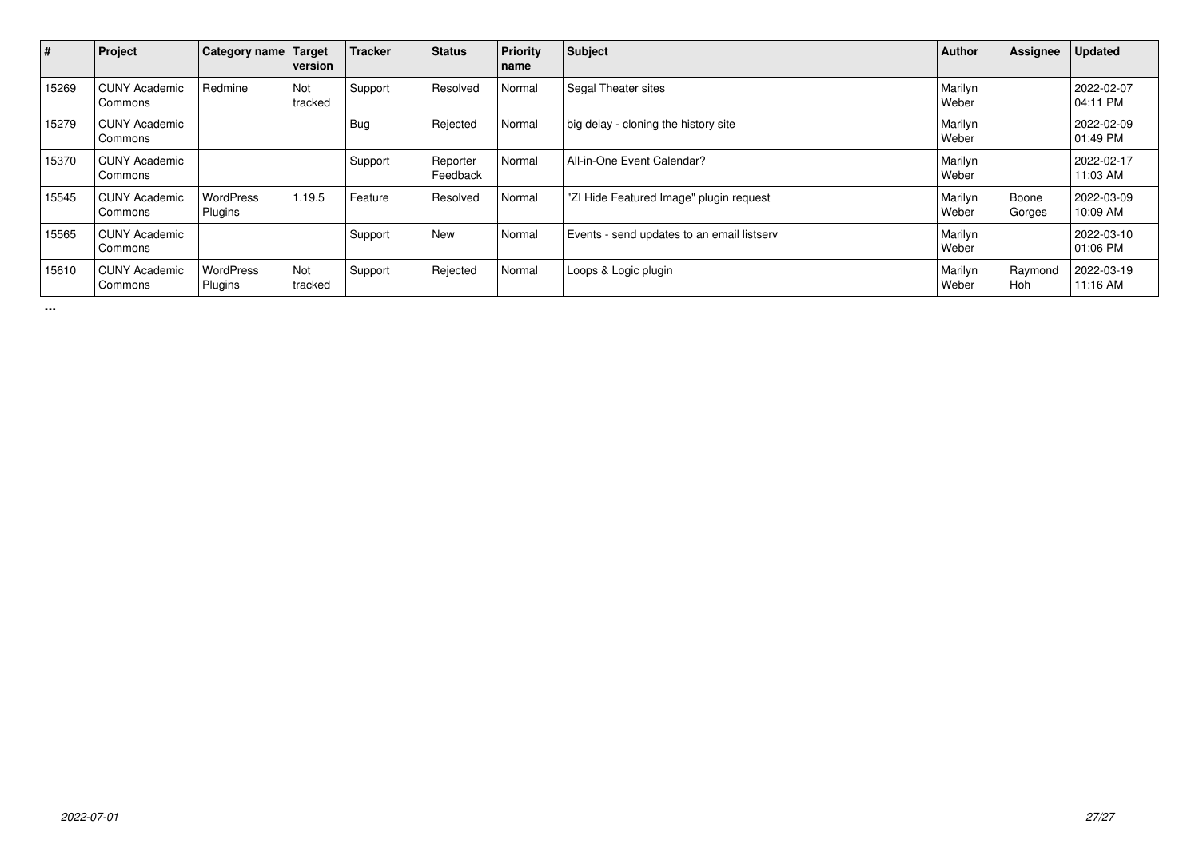| # | Project | Category name | Target version | Tracker | Status | Priority name | Subject | Author | Assignee | Updated |
|---|---|---|---|---|---|---|---|---|---|---|
| 15269 | CUNY Academic Commons | Redmine | Not tracked | Support | Resolved | Normal | Segal Theater sites | Marilyn Weber | | 2022-02-07 04:11 PM |
| 15279 | CUNY Academic Commons | | | Bug | Rejected | Normal | big delay - cloning the history site | Marilyn Weber | | 2022-02-09 01:49 PM |
| 15370 | CUNY Academic Commons | | | Support | Reporter Feedback | Normal | All-in-One Event Calendar? | Marilyn Weber | | 2022-02-17 11:03 AM |
| 15545 | CUNY Academic Commons | WordPress Plugins | 1.19.5 | Feature | Resolved | Normal | "ZI Hide Featured Image" plugin request | Marilyn Weber | Boone Gorges | 2022-03-09 10:09 AM |
| 15565 | CUNY Academic Commons | | | Support | New | Normal | Events - send updates to an email listserv | Marilyn Weber | | 2022-03-10 01:06 PM |
| 15610 | CUNY Academic Commons | WordPress Plugins | Not tracked | Support | Rejected | Normal | Loops & Logic plugin | Marilyn Weber | Raymond Hoh | 2022-03-19 11:16 AM |

...